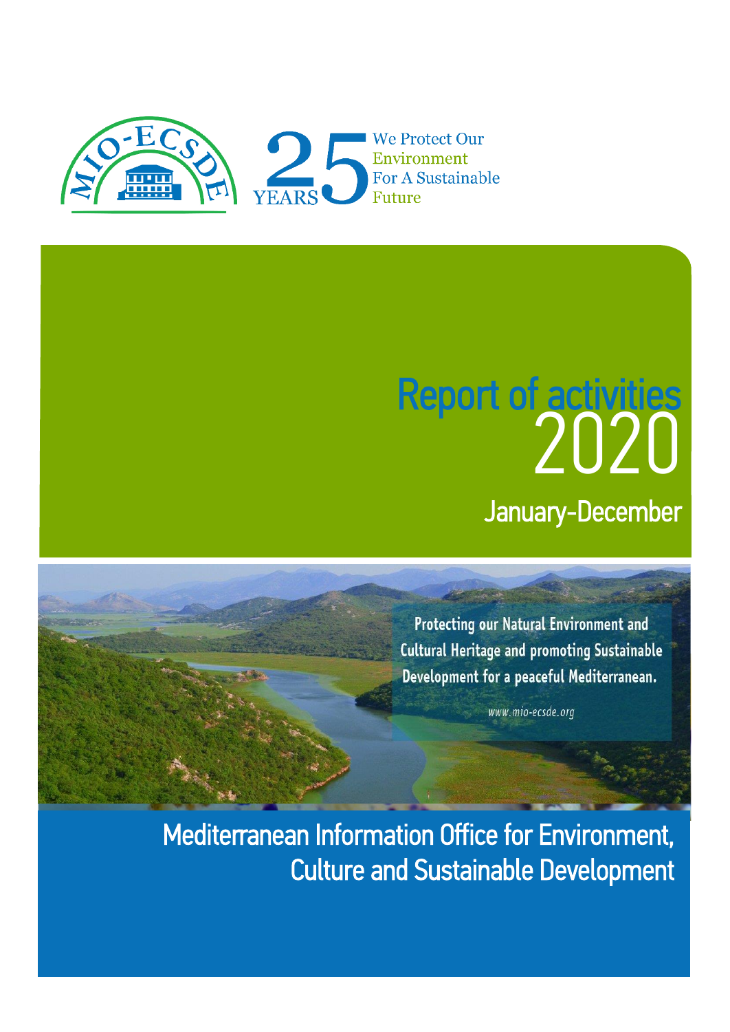MIO-ECSDE

25 YEARS

We Protect Our Environment For A Sustainable Future

# Report of activities 2020

## January-December

Protecting our Natural Environment and Cultural Heritage and promoting Sustainable Development for a peaceful Mediterranean.

www.mio-ecsde.org

## Mediterranean Information Office for Environment, Culture and Sustainable Development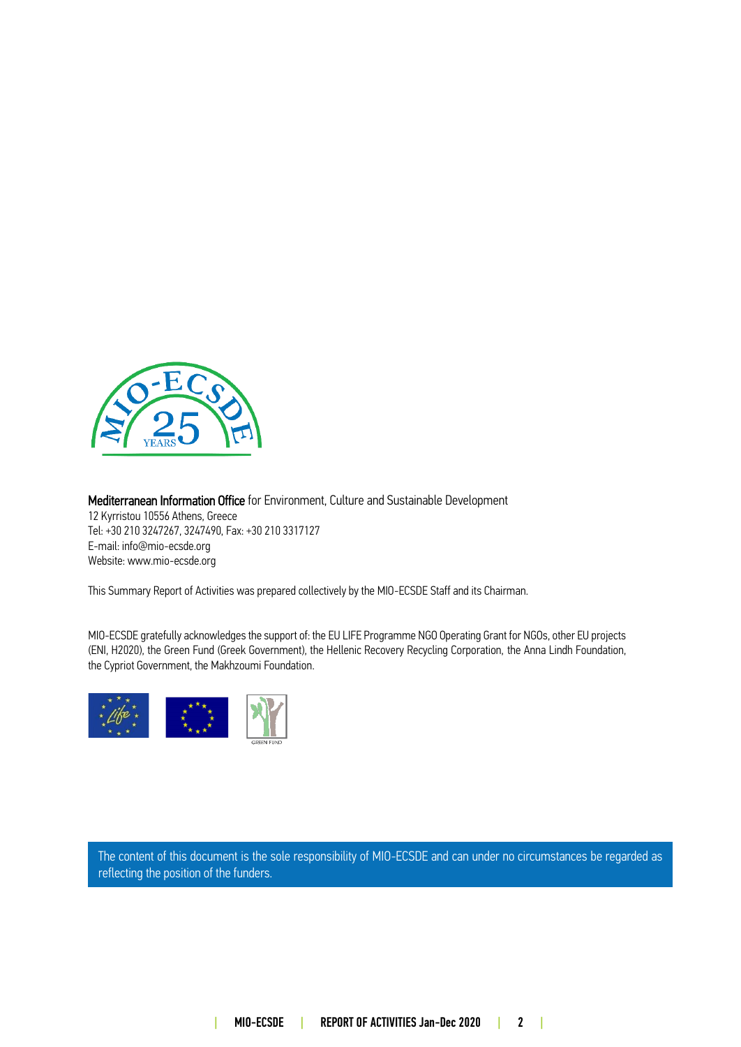**Mediterranean Information Office** for Environment, Culture and Sustainable Development
12 Kyrristou 10556 Athens, Greece
Tel: +30 210 3247267, 3247490, Fax: +30 210 3317127
E-mail: info@mio-ecsde.org
Website: www.mio-ecsde.org

This Summary Report of Activities was prepared collectively by the MIO-ECSDE Staff and its Chairman.

MIO-ECSDE gratefully acknowledges the support of: the EU LIFE Programme NGO Operating Grant for NGOs, other EU projects (ENI, H2020), the Green Fund (Greek Government), the Hellenic Recovery Recycling Corporation, the Anna Lindh Foundation, the Cypriot Government, the Makhzoumi Foundation.

The content of this document is the sole responsibility of MIO-ECSDE and can under no circumstances be regarded as reflecting the position of the funders.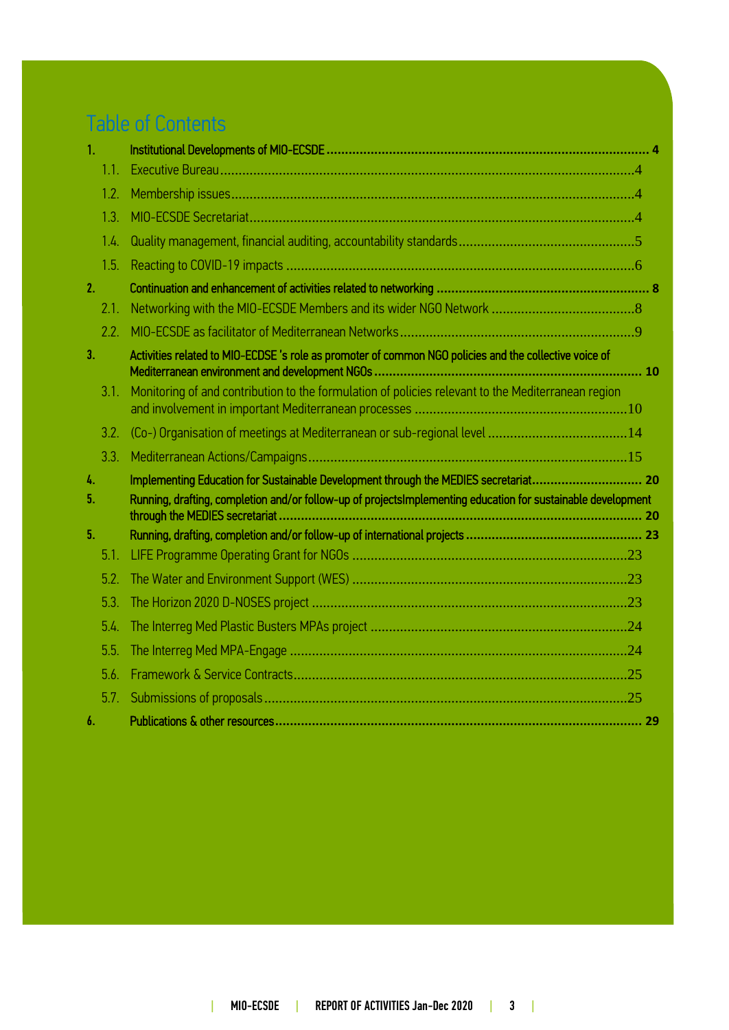# Table of Contents

1. **Institutional Developments of MIO-ECSDE ... 4**
   - 1.1. Executive Bureau ... 4
   - 1.2. Membership issues ... 4
   - 1.3. MIO-ECSDE Secretariat ... 4
   - 1.4. Quality management, financial auditing, accountability standards ... 5
   - 1.5. Reacting to COVID-19 impacts ... 6
2. **Continuation and enhancement of activities related to networking ... 8**
   - 2.1. Networking with the MIO-ECSDE Members and its wider NGO Network ... 8
   - 2.2. MIO-ECSDE as facilitator of Mediterranean Networks ... 9
3. **Activities related to MIO-ECDSE 's role as promoter of common NGO policies and the collective voice of Mediterranean environment and development NGOs ... 10**
   - 3.1. Monitoring of and contribution to the formulation of policies relevant to the Mediterranean region and involvement in important Mediterranean processes ... 10
   - 3.2. (Co-) Organisation of meetings at Mediterranean or sub-regional level ... 14
   - 3.3. Mediterranean Actions/Campaigns ... 15
4. **Implementing Education for Sustainable Development through the MEDIES secretariat ... 20**
5. **Running, drafting, completion and/or follow-up of projectsImplementing education for sustainable development through the MEDIES secretariat ... 20**
5. **Running, drafting, completion and/or follow-up of international projects ... 23**
   - 5.1. LIFE Programme Operating Grant for NGOs ... 23
   - 5.2. The Water and Environment Support (WES) ... 23
   - 5.3. The Horizon 2020 D-NOSES project ... 23
   - 5.4. The Interreg Med Plastic Busters MPAs project ... 24
   - 5.5. The Interreg Med MPA-Engage ... 24
   - 5.6. Framework & Service Contracts ... 25
   - 5.7. Submissions of proposals ... 25
6. **Publications & other resources ... 29**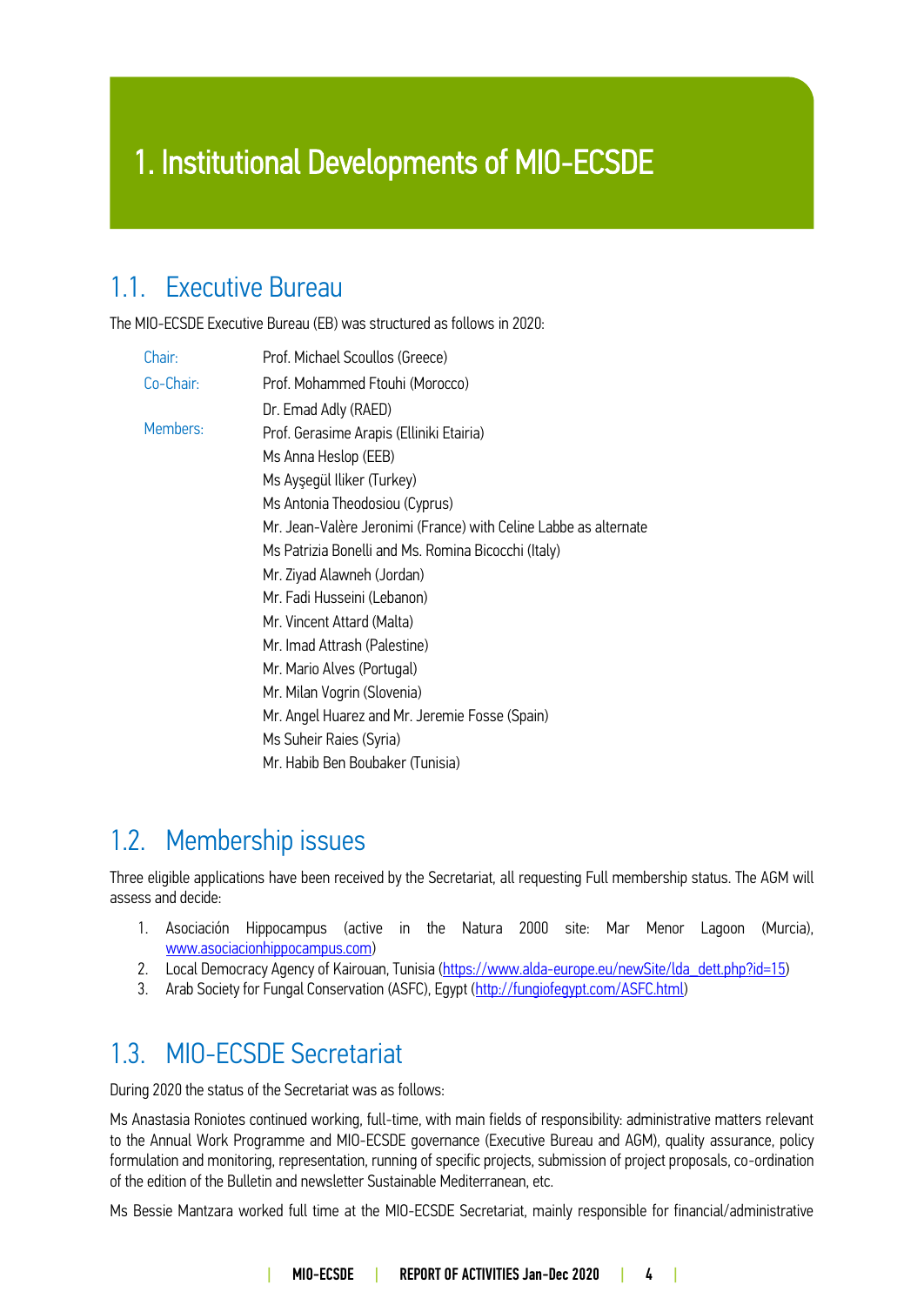# 1. Institutional Developments of MIO-ECSDE

## 1.1. Executive Bureau

The MIO-ECSDE Executive Bureau (EB) was structured as follows in 2020:

| | |
|---|---|
| Chair: | Prof. Michael Scoullos (Greece) |
| Co-Chair: | Prof. Mohammed Ftouhi (Morocco) |
| Members: | Dr. Emad Adly (RAED) |
| | Prof. Gerasime Arapis (Elliniki Etairia) |
| | Ms Anna Heslop (EEB) |
| | Ms Ayşegül Iliker (Turkey) |
| | Ms Antonia Theodosiou (Cyprus) |
| | Mr. Jean-Valère Jeronimi (France) with Celine Labbe as alternate |
| | Ms Patrizia Bonelli and Ms. Romina Bicocchi (Italy) |
| | Mr. Ziyad Alawneh (Jordan) |
| | Mr. Fadi Husseini (Lebanon) |
| | Mr. Vincent Attard (Malta) |
| | Mr. Imad Attrash (Palestine) |
| | Mr. Mario Alves (Portugal) |
| | Mr. Milan Vogrin (Slovenia) |
| | Mr. Angel Huarez and Mr. Jeremie Fosse (Spain) |
| | Ms Suheir Raies (Syria) |
| | Mr. Habib Ben Boubaker (Tunisia) |

## 1.2. Membership issues

Three eligible applications have been received by the Secretariat, all requesting Full membership status. The AGM will assess and decide:

1. Asociación Hippocampus (active in the Natura 2000 site: Mar Menor Lagoon (Murcia), www.asociacionhippocampus.com)
2. Local Democracy Agency of Kairouan, Tunisia (https://www.alda-europe.eu/newSite/lda_dett.php?id=15)
3. Arab Society for Fungal Conservation (ASFC), Egypt (http://fungiofegypt.com/ASFC.html)

## 1.3. MIO-ECSDE Secretariat

During 2020 the status of the Secretariat was as follows:

Ms Anastasia Roniotes continued working, full-time, with main fields of responsibility: administrative matters relevant to the Annual Work Programme and MIO-ECSDE governance (Executive Bureau and AGM), quality assurance, policy formulation and monitoring, representation, running of specific projects, submission of project proposals, co-ordination of the edition of the Bulletin and newsletter Sustainable Mediterranean, etc.

Ms Bessie Mantzara worked full time at the MIO-ECSDE Secretariat, mainly responsible for financial/administrative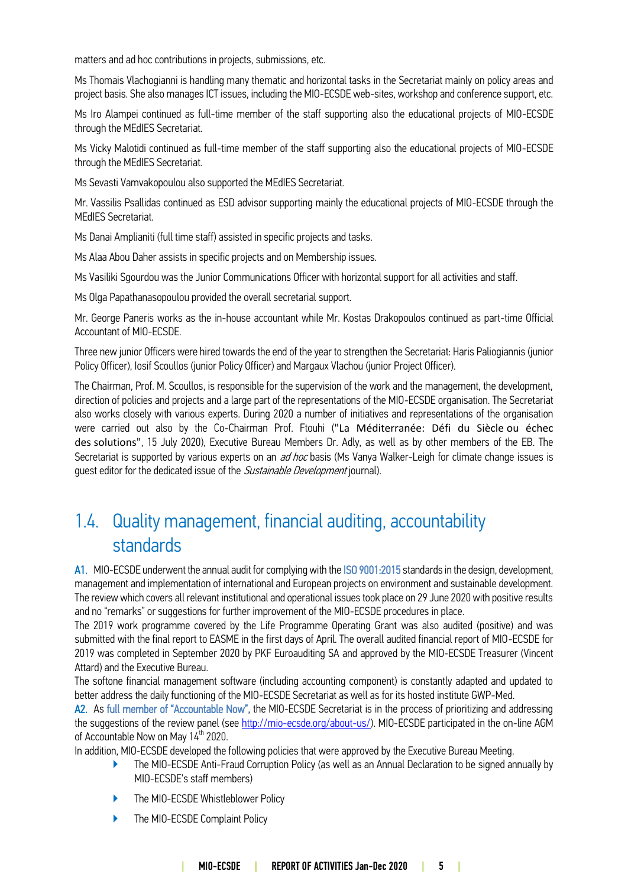matters and ad hoc contributions in projects, submissions, etc.

Ms Thomais Vlachogianni is handling many thematic and horizontal tasks in the Secretariat mainly on policy areas and project basis. She also manages ICT issues, including the MIO-ECSDE web-sites, workshop and conference support, etc.

Ms Iro Alampei continued as full-time member of the staff supporting also the educational projects of MIO-ECSDE through the MEdIES Secretariat.

Ms Vicky Malotidi continued as full-time member of the staff supporting also the educational projects of MIO-ECSDE through the MEdIES Secretariat.

Ms Sevasti Vamvakopoulou also supported the MEdIES Secretariat.

Mr. Vassilis Psallidas continued as ESD advisor supporting mainly the educational projects of MIO-ECSDE through the MEdIES Secretariat.

Ms Danai Amplianiti (full time staff) assisted in specific projects and tasks.

Ms Alaa Abou Daher assists in specific projects and on Membership issues.

Ms Vasiliki Sgourdou was the Junior Communications Officer with horizontal support for all activities and staff.

Ms Olga Papathanasopoulou provided the overall secretarial support.

Mr. George Paneris works as the in-house accountant while Mr. Kostas Drakopoulos continued as part-time Official Accountant of MIO-ECSDE.

Three new junior Officers were hired towards the end of the year to strengthen the Secretariat: Haris Paliogiannis (junior Policy Officer), Iosif Scoullos (junior Policy Officer) and Margaux Vlachou (junior Project Officer).

The Chairman, Prof. M. Scoullos, is responsible for the supervision of the work and the management, the development, direction of policies and projects and a large part of the representations of the MIO-ECSDE organisation. The Secretariat also works closely with various experts. During 2020 a number of initiatives and representations of the organisation were carried out also by the Co-Chairman Prof. Ftouhi ("La Méditerranée: Défi du Siècle ou échec des solutions", 15 July 2020), Executive Bureau Members Dr. Adly, as well as by other members of the EB. The Secretariat is supported by various experts on an *ad hoc* basis (Ms Vanya Walker-Leigh for climate change issues is guest editor for the dedicated issue of the *Sustainable Development* journal).

## 1.4. Quality management, financial auditing, accountability standards

**A1.** MIO-ECSDE underwent the annual audit for complying with the ISO 9001:2015 standards in the design, development, management and implementation of international and European projects on environment and sustainable development. The review which covers all relevant institutional and operational issues took place on 29 June 2020 with positive results and no "remarks" or suggestions for further improvement of the MIO-ECSDE procedures in place.

The 2019 work programme covered by the Life Programme Operating Grant was also audited (positive) and was submitted with the final report to EASME in the first days of April. The overall audited financial report of MIO-ECSDE for 2019 was completed in September 2020 by PKF Euroauditing SA and approved by the MIO-ECSDE Treasurer (Vincent Attard) and the Executive Bureau.

The softone financial management software (including accounting component) is constantly adapted and updated to better address the daily functioning of the MIO-ECSDE Secretariat as well as for its hosted institute GWP-Med.

**A2.** As full member of "Accountable Now", the MIO-ECSDE Secretariat is in the process of prioritizing and addressing the suggestions of the review panel (see http://mio-ecsde.org/about-us/). MIO-ECSDE participated in the on-line AGM of Accountable Now on May 14th 2020.

In addition, MIO-ECSDE developed the following policies that were approved by the Executive Bureau Meeting.

- The MIO-ECSDE Anti-Fraud Corruption Policy (as well as an Annual Declaration to be signed annually by MIO-ECSDE's staff members)
- The MIO-ECSDE Whistleblower Policy
- The MIO-ECSDE Complaint Policy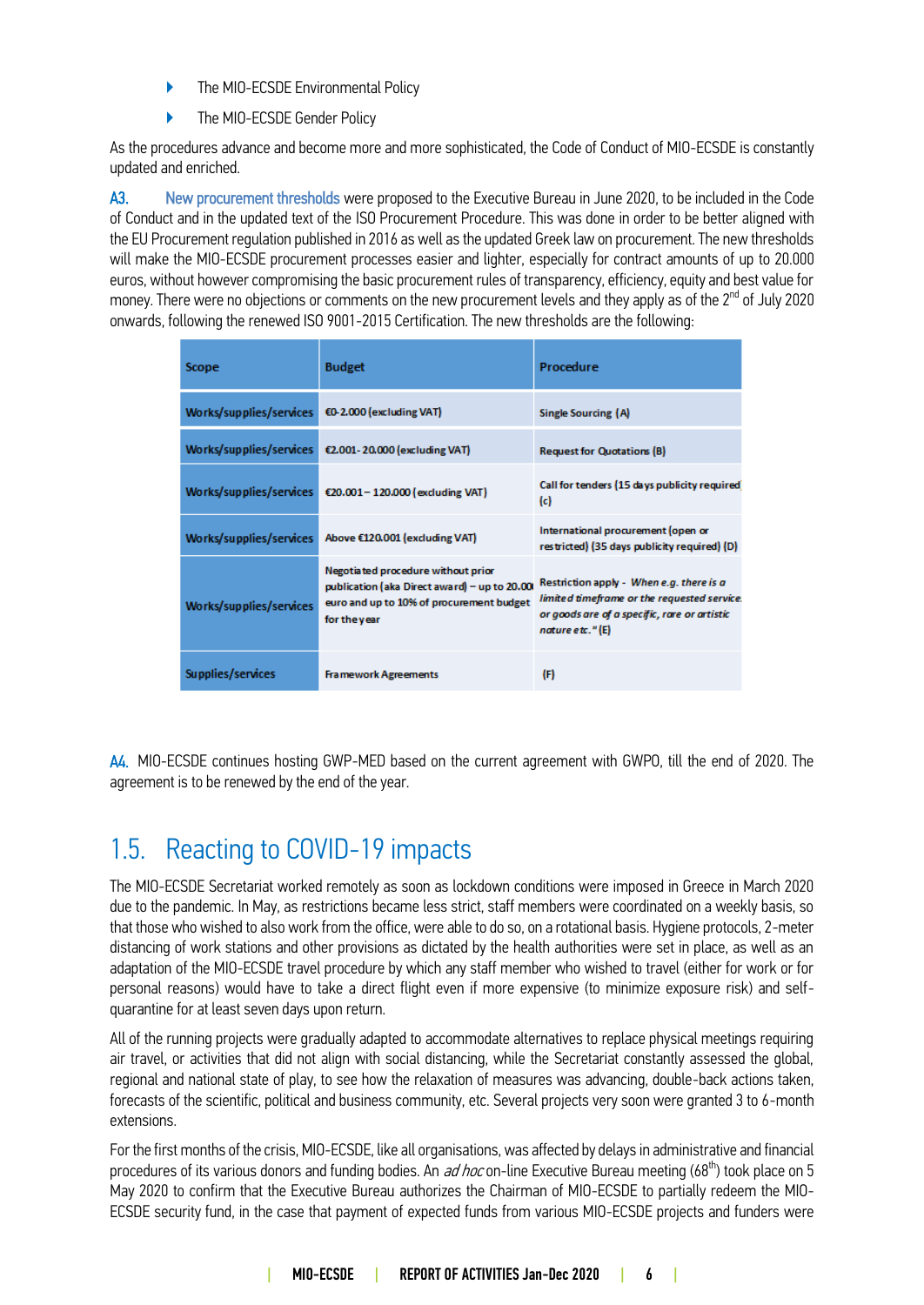- The MIO-ECSDE Environmental Policy
- The MIO-ECSDE Gender Policy

As the procedures advance and become more and more sophisticated, the Code of Conduct of MIO-ECSDE is constantly updated and enriched.

A3. New procurement thresholds were proposed to the Executive Bureau in June 2020, to be included in the Code of Conduct and in the updated text of the ISO Procurement Procedure. This was done in order to be better aligned with the EU Procurement regulation published in 2016 as well as the updated Greek law on procurement. The new thresholds will make the MIO-ECSDE procurement processes easier and lighter, especially for contract amounts of up to 20.000 euros, without however compromising the basic procurement rules of transparency, efficiency, equity and best value for money. There were no objections or comments on the new procurement levels and they apply as of the 2nd of July 2020 onwards, following the renewed ISO 9001-2015 Certification. The new thresholds are the following:

| Scope | Budget | Procedure |
| --- | --- | --- |
| Works/supplies/services | €0-2.000 (excluding VAT) | Single Sourcing (A) |
| Works/supplies/services | €2.001- 20.000 (excluding VAT) | Request for Quotations (B) |
| Works/supplies/services | €20.001 – 120.000 (excluding VAT) | Call for tenders (15 days publicity required (c) |
| Works/supplies/services | Above €120.001 (excluding VAT) | International procurement (open or restricted) (35 days publicity required) (D) |
| Works/supplies/services | Negotiated procedure without prior publication (aka Direct award) – up to 20.000 euro and up to 10% of procurement budget for the year | Restriction apply - *When e.g. there is a limited timeframe or the requested service or goods are of a specific, rare or artistic nature etc."* (E) |
| Supplies/services | Framework Agreements | (F) |

A4. MIO-ECSDE continues hosting GWP-MED based on the current agreement with GWPO, till the end of 2020. The agreement is to be renewed by the end of the year.

## 1.5. Reacting to COVID-19 impacts

The MIO-ECSDE Secretariat worked remotely as soon as lockdown conditions were imposed in Greece in March 2020 due to the pandemic. In May, as restrictions became less strict, staff members were coordinated on a weekly basis, so that those who wished to also work from the office, were able to do so, on a rotational basis. Hygiene protocols, 2-meter distancing of work stations and other provisions as dictated by the health authorities were set in place, as well as an adaptation of the MIO-ECSDE travel procedure by which any staff member who wished to travel (either for work or for personal reasons) would have to take a direct flight even if more expensive (to minimize exposure risk) and self-quarantine for at least seven days upon return.

All of the running projects were gradually adapted to accommodate alternatives to replace physical meetings requiring air travel, or activities that did not align with social distancing, while the Secretariat constantly assessed the global, regional and national state of play, to see how the relaxation of measures was advancing, double-back actions taken, forecasts of the scientific, political and business community, etc. Several projects very soon were granted 3 to 6-month extensions.

For the first months of the crisis, MIO-ECSDE, like all organisations, was affected by delays in administrative and financial procedures of its various donors and funding bodies. An *ad hoc* on-line Executive Bureau meeting (68th) took place on 5 May 2020 to confirm that the Executive Bureau authorizes the Chairman of MIO-ECSDE to partially redeem the MIO-ECSDE security fund, in the case that payment of expected funds from various MIO-ECSDE projects and funders were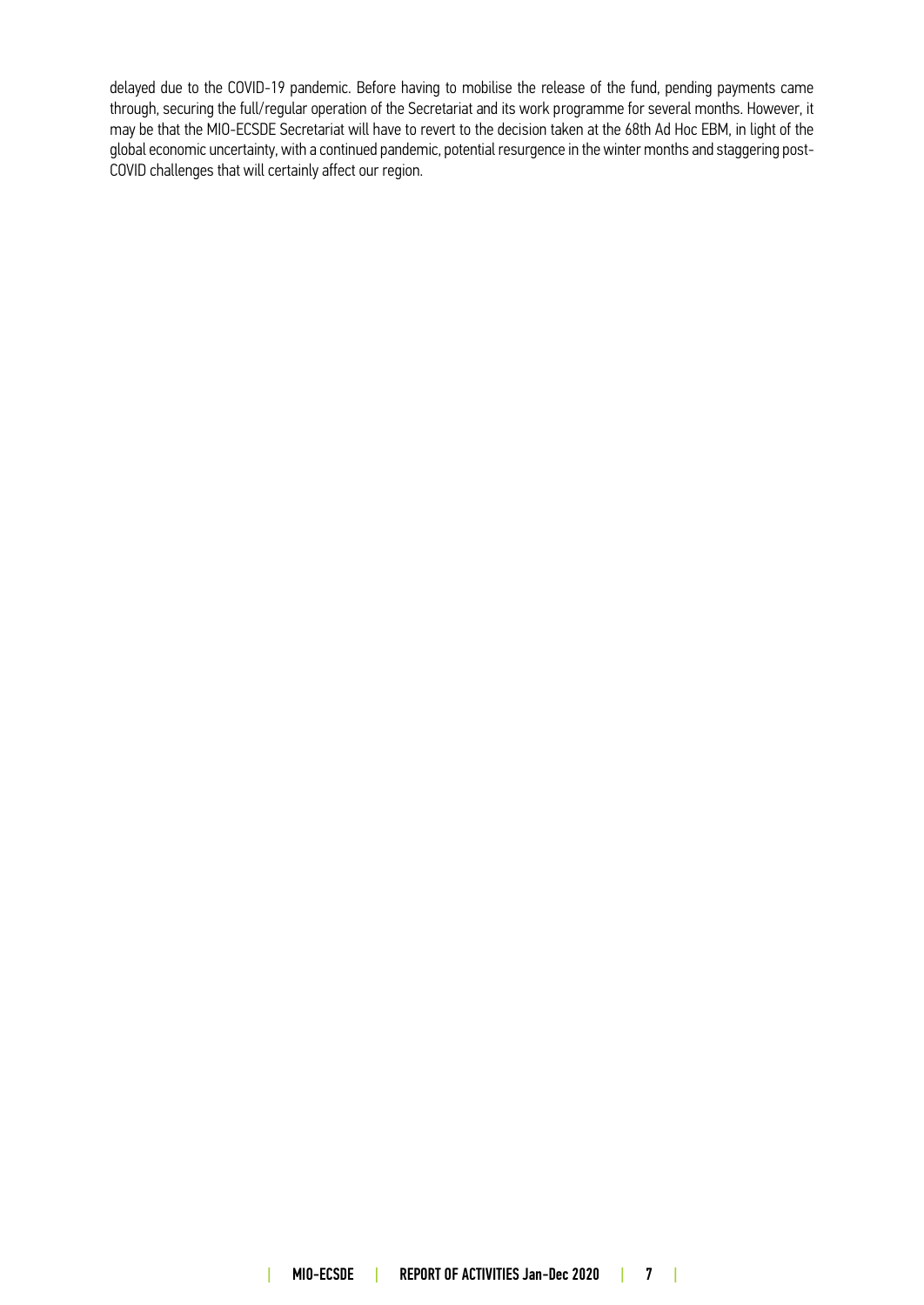delayed due to the COVID-19 pandemic. Before having to mobilise the release of the fund, pending payments came through, securing the full/regular operation of the Secretariat and its work programme for several months. However, it may be that the MIO-ECSDE Secretariat will have to revert to the decision taken at the 68th Ad Hoc EBM, in light of the global economic uncertainty, with a continued pandemic, potential resurgence in the winter months and staggering post-COVID challenges that will certainly affect our region.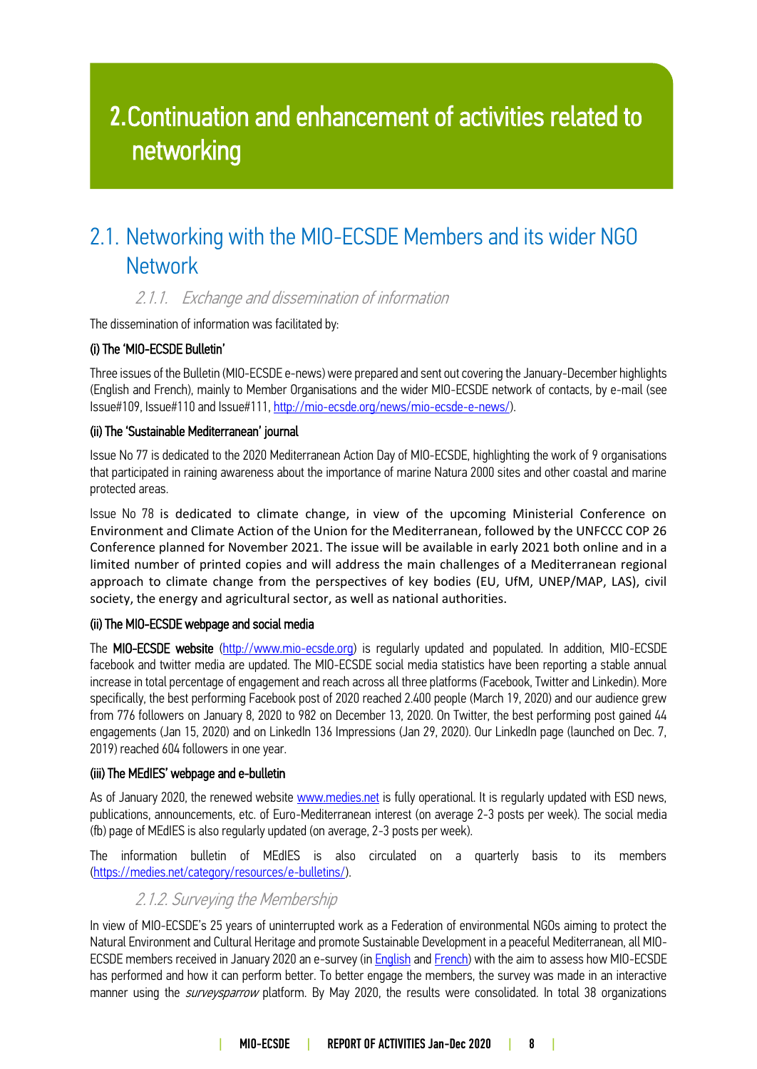# 2. Continuation and enhancement of activities related to networking

## 2.1. Networking with the MIO-ECSDE Members and its wider NGO Network

### *2.1.1. Exchange and dissemination of information*

The dissemination of information was facilitated by:

**(i) The 'MIO-ECSDE Bulletin'**

Three issues of the Bulletin (MIO-ECSDE e-news) were prepared and sent out covering the January-December highlights (English and French), mainly to Member Organisations and the wider MIO-ECSDE network of contacts, by e-mail (see Issue#109, Issue#110 and Issue#111, http://mio-ecsde.org/news/mio-ecsde-e-news/).

**(ii) The 'Sustainable Mediterranean' journal**

Issue No 77 is dedicated to the 2020 Mediterranean Action Day of MIO-ECSDE, highlighting the work of 9 organisations that participated in raining awareness about the importance of marine Natura 2000 sites and other coastal and marine protected areas.

Issue No 78 is dedicated to climate change, in view of the upcoming Ministerial Conference on Environment and Climate Action of the Union for the Mediterranean, followed by the UNFCCC COP 26 Conference planned for November 2021. The issue will be available in early 2021 both online and in a limited number of printed copies and will address the main challenges of a Mediterranean regional approach to climate change from the perspectives of key bodies (EU, UfM, UNEP/MAP, LAS), civil society, the energy and agricultural sector, as well as national authorities.

**(ii) The MIO-ECSDE webpage and social media**

The **MIO-ECSDE website** (http://www.mio-ecsde.org) is regularly updated and populated. In addition, MIO-ECSDE facebook and twitter media are updated. The MIO-ECSDE social media statistics have been reporting a stable annual increase in total percentage of engagement and reach across all three platforms (Facebook, Twitter and Linkedin). More specifically, the best performing Facebook post of 2020 reached 2.400 people (March 19, 2020) and our audience grew from 776 followers on January 8, 2020 to 982 on December 13, 2020. On Twitter, the best performing post gained 44 engagements (Jan 15, 2020) and on LinkedIn 136 Impressions (Jan 29, 2020). Our LinkedIn page (launched on Dec. 7, 2019) reached 604 followers in one year.

**(iii) The MEdIES' webpage and e-bulletin**

As of January 2020, the renewed website www.medies.net is fully operational. It is regularly updated with ESD news, publications, announcements, etc. of Euro-Mediterranean interest (on average 2-3 posts per week). The social media (fb) page of MEdIES is also regularly updated (on average, 2-3 posts per week).

The information bulletin of MEdIES is also circulated on a quarterly basis to its members (https://medies.net/category/resources/e-bulletins/).

### *2.1.2. Surveying the Membership*

In view of MIO-ECSDE's 25 years of uninterrupted work as a Federation of environmental NGOs aiming to protect the Natural Environment and Cultural Heritage and promote Sustainable Development in a peaceful Mediterranean, all MIO-ECSDE members received in January 2020 an e-survey (in English and French) with the aim to assess how MIO-ECSDE has performed and how it can perform better. To better engage the members, the survey was made in an interactive manner using the *surveysparrow* platform. By May 2020, the results were consolidated. In total 38 organizations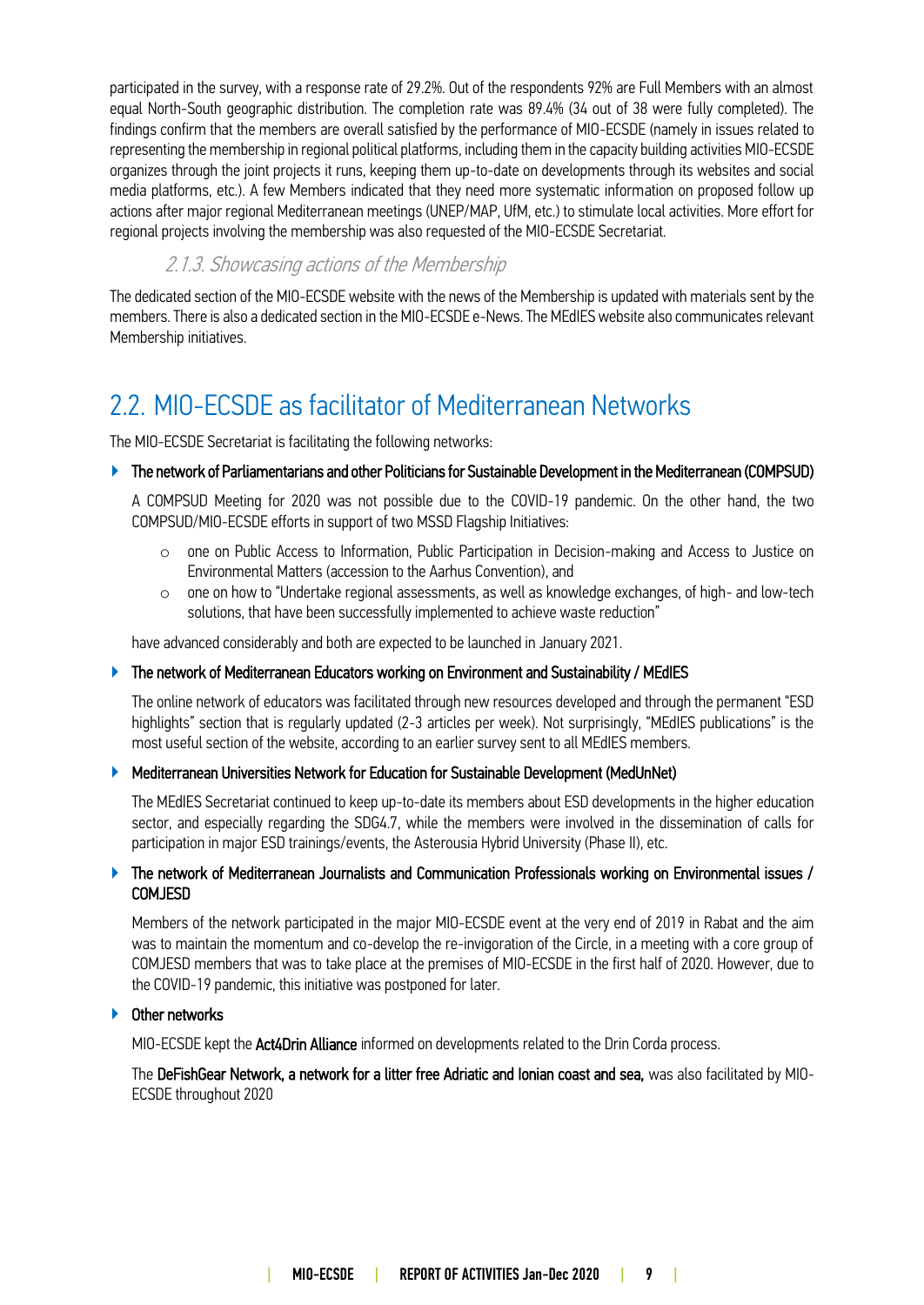participated in the survey, with a response rate of 29.2%. Out of the respondents 92% are Full Members with an almost equal North-South geographic distribution. The completion rate was 89.4% (34 out of 38 were fully completed). The findings confirm that the members are overall satisfied by the performance of MIO-ECSDE (namely in issues related to representing the membership in regional political platforms, including them in the capacity building activities MIO-ECSDE organizes through the joint projects it runs, keeping them up-to-date on developments through its websites and social media platforms, etc.). A few Members indicated that they need more systematic information on proposed follow up actions after major regional Mediterranean meetings (UNEP/MAP, UfM, etc.) to stimulate local activities. More effort for regional projects involving the membership was also requested of the MIO-ECSDE Secretariat.

### *2.1.3. Showcasing actions of the Membership*

The dedicated section of the MIO-ECSDE website with the news of the Membership is updated with materials sent by the members. There is also a dedicated section in the MIO-ECSDE e-News. The MEdIES website also communicates relevant Membership initiatives.

## 2.2. MIO-ECSDE as facilitator of Mediterranean Networks

The MIO-ECSDE Secretariat is facilitating the following networks:

- **The network of Parliamentarians and other Politicians for Sustainable Development in the Mediterranean (COMPSUD)**

  A COMPSUD Meeting for 2020 was not possible due to the COVID-19 pandemic. On the other hand, the two COMPSUD/MIO-ECSDE efforts in support of two MSSD Flagship Initiatives:

  - one on Public Access to Information, Public Participation in Decision-making and Access to Justice on Environmental Matters (accession to the Aarhus Convention), and
  - one on how to "Undertake regional assessments, as well as knowledge exchanges, of high- and low-tech solutions, that have been successfully implemented to achieve waste reduction"

  have advanced considerably and both are expected to be launched in January 2021.

- **The network of Mediterranean Educators working on Environment and Sustainability / MEdIES**

  The online network of educators was facilitated through new resources developed and through the permanent "ESD highlights" section that is regularly updated (2-3 articles per week). Not surprisingly, "MEdIES publications" is the most useful section of the website, according to an earlier survey sent to all MEdIES members.

- **Mediterranean Universities Network for Education for Sustainable Development (MedUnNet)**

  The MEdIES Secretariat continued to keep up-to-date its members about ESD developments in the higher education sector, and especially regarding the SDG4.7, while the members were involved in the dissemination of calls for participation in major ESD trainings/events, the Asterousia Hybrid University (Phase II), etc.

- **The network of Mediterranean Journalists and Communication Professionals working on Environmental issues / COMJESD**

  Members of the network participated in the major MIO-ECSDE event at the very end of 2019 in Rabat and the aim was to maintain the momentum and co-develop the re-invigoration of the Circle, in a meeting with a core group of COMJESD members that was to take place at the premises of MIO-ECSDE in the first half of 2020. However, due to the COVID-19 pandemic, this initiative was postponed for later.

- **Other networks**

  MIO-ECSDE kept the **Act4Drin Alliance** informed on developments related to the Drin Corda process.

  The **DeFishGear Network, a network for a litter free Adriatic and Ionian coast and sea,** was also facilitated by MIO-ECSDE throughout 2020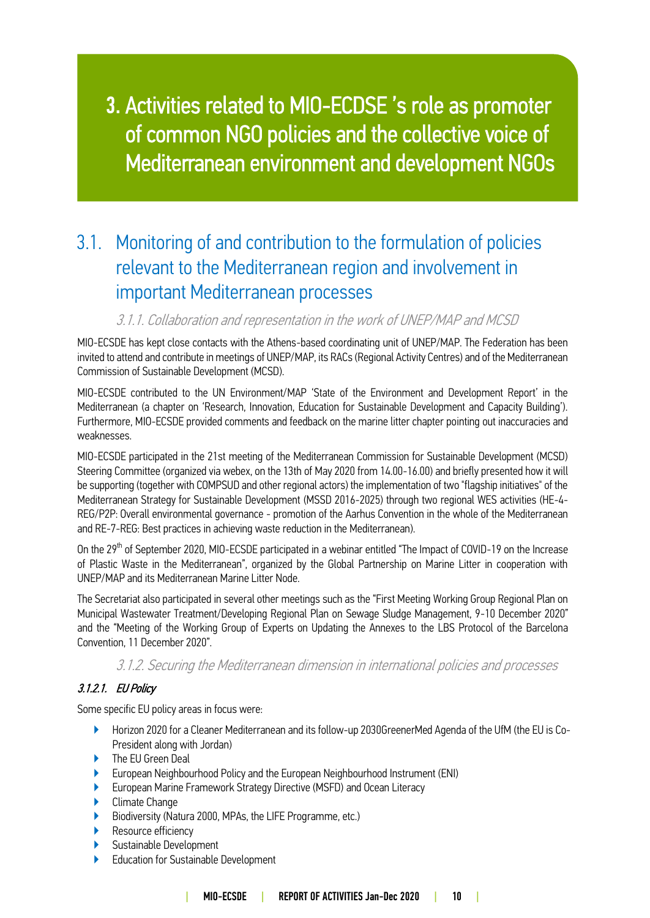# 3. Activities related to MIO-ECDSE 's role as promoter of common NGO policies and the collective voice of Mediterranean environment and development NGOs

## 3.1. Monitoring of and contribution to the formulation of policies relevant to the Mediterranean region and involvement in important Mediterranean processes

### 3.1.1. Collaboration and representation in the work of UNEP/MAP and MCSD

MIO-ECSDE has kept close contacts with the Athens-based coordinating unit of UNEP/MAP. The Federation has been invited to attend and contribute in meetings of UNEP/MAP, its RACs (Regional Activity Centres) and of the Mediterranean Commission of Sustainable Development (MCSD).

MIO-ECSDE contributed to the UN Environment/MAP 'State of the Environment and Development Report' in the Mediterranean (a chapter on 'Research, Innovation, Education for Sustainable Development and Capacity Building'). Furthermore, MIO-ECSDE provided comments and feedback on the marine litter chapter pointing out inaccuracies and weaknesses.

MIO-ECSDE participated in the 21st meeting of the Mediterranean Commission for Sustainable Development (MCSD) Steering Committee (organized via webex, on the 13th of May 2020 from 14.00-16.00) and briefly presented how it will be supporting (together with COMPSUD and other regional actors) the implementation of two "flagship initiatives" of the Mediterranean Strategy for Sustainable Development (MSSD 2016-2025) through two regional WES activities (HE-4-REG/P2P: Overall environmental governance - promotion of the Aarhus Convention in the whole of the Mediterranean and RE-7-REG: Best practices in achieving waste reduction in the Mediterranean).

On the 29th of September 2020, MIO-ECSDE participated in a webinar entitled "The Impact of COVID-19 on the Increase of Plastic Waste in the Mediterranean", organized by the Global Partnership on Marine Litter in cooperation with UNEP/MAP and its Mediterranean Marine Litter Node.

The Secretariat also participated in several other meetings such as the "First Meeting Working Group Regional Plan on Municipal Wastewater Treatment/Developing Regional Plan on Sewage Sludge Management, 9-10 December 2020" and the "Meeting of the Working Group of Experts on Updating the Annexes to the LBS Protocol of the Barcelona Convention, 11 December 2020".

### 3.1.2. Securing the Mediterranean dimension in international policies and processes

#### *3.1.2.1. EU Policy*

Some specific EU policy areas in focus were:

- Horizon 2020 for a Cleaner Mediterranean and its follow-up 2030GreenerMed Agenda of the UfM (the EU is Co-President along with Jordan)
- The EU Green Deal
- European Neighbourhood Policy and the European Neighbourhood Instrument (ENI)
- European Marine Framework Strategy Directive (MSFD) and Ocean Literacy
- Climate Change
- Biodiversity (Natura 2000, MPAs, the LIFE Programme, etc.)
- Resource efficiency
- Sustainable Development
- Education for Sustainable Development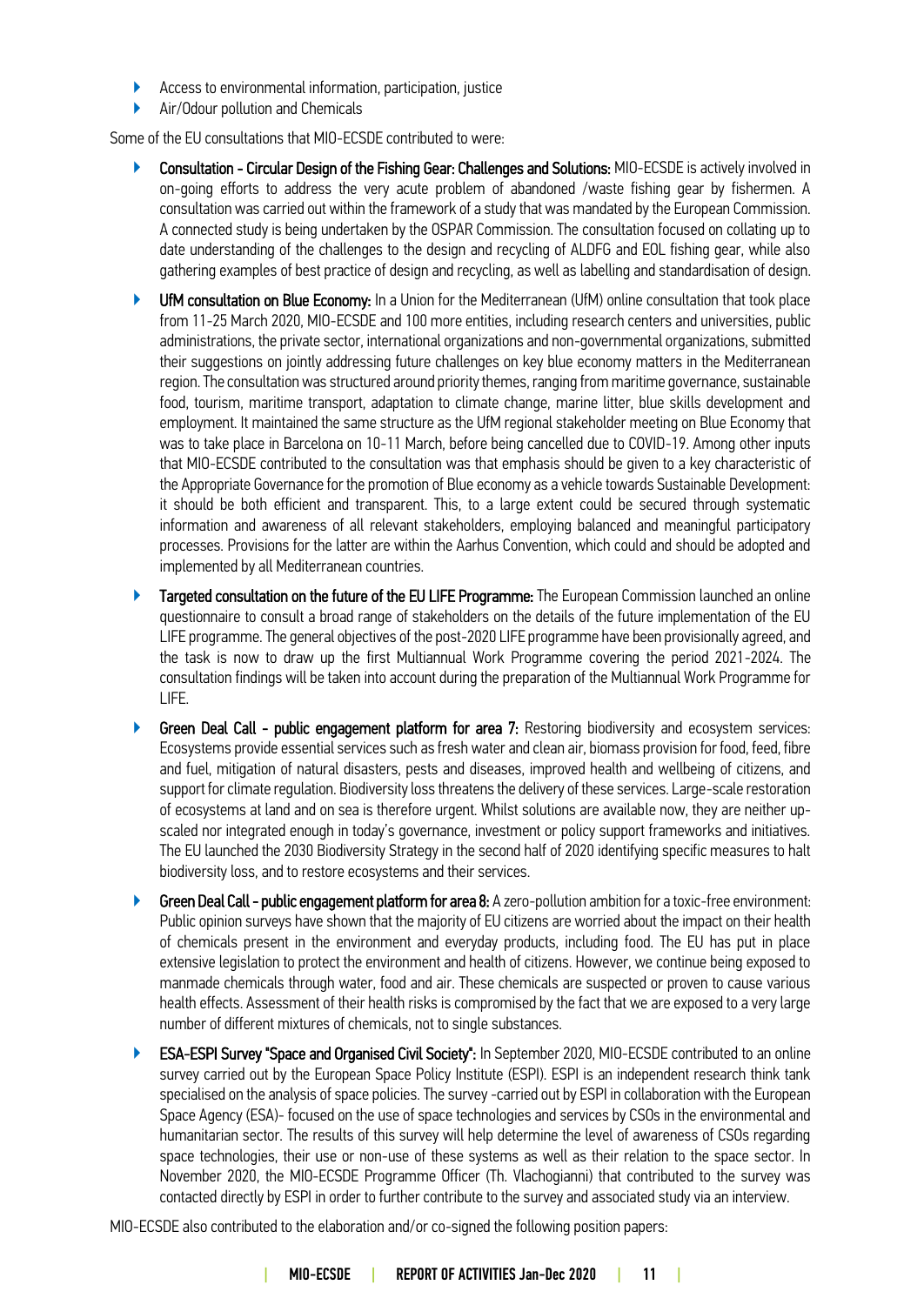- Access to environmental information, participation, justice
- Air/Odour pollution and Chemicals

Some of the EU consultations that MIO-ECSDE contributed to were:

- **Consultation - Circular Design of the Fishing Gear: Challenges and Solutions:** MIO-ECSDE is actively involved in on-going efforts to address the very acute problem of abandoned /waste fishing gear by fishermen. A consultation was carried out within the framework of a study that was mandated by the European Commission. A connected study is being undertaken by the OSPAR Commission. The consultation focused on collating up to date understanding of the challenges to the design and recycling of ALDFG and EOL fishing gear, while also gathering examples of best practice of design and recycling, as well as labelling and standardisation of design.
- **UfM consultation on Blue Economy:** In a Union for the Mediterranean (UfM) online consultation that took place from 11-25 March 2020, MIO-ECSDE and 100 more entities, including research centers and universities, public administrations, the private sector, international organizations and non-governmental organizations, submitted their suggestions on jointly addressing future challenges on key blue economy matters in the Mediterranean region. The consultation was structured around priority themes, ranging from maritime governance, sustainable food, tourism, maritime transport, adaptation to climate change, marine litter, blue skills development and employment. It maintained the same structure as the UfM regional stakeholder meeting on Blue Economy that was to take place in Barcelona on 10-11 March, before being cancelled due to COVID-19. Among other inputs that MIO-ECSDE contributed to the consultation was that emphasis should be given to a key characteristic of the Appropriate Governance for the promotion of Blue economy as a vehicle towards Sustainable Development: it should be both efficient and transparent. This, to a large extent could be secured through systematic information and awareness of all relevant stakeholders, employing balanced and meaningful participatory processes. Provisions for the latter are within the Aarhus Convention, which could and should be adopted and implemented by all Mediterranean countries.
- **Targeted consultation on the future of the EU LIFE Programme:** The European Commission launched an online questionnaire to consult a broad range of stakeholders on the details of the future implementation of the EU LIFE programme. The general objectives of the post-2020 LIFE programme have been provisionally agreed, and the task is now to draw up the first Multiannual Work Programme covering the period 2021-2024. The consultation findings will be taken into account during the preparation of the Multiannual Work Programme for LIFE.
- **Green Deal Call - public engagement platform for area 7:** Restoring biodiversity and ecosystem services: Ecosystems provide essential services such as fresh water and clean air, biomass provision for food, feed, fibre and fuel, mitigation of natural disasters, pests and diseases, improved health and wellbeing of citizens, and support for climate regulation. Biodiversity loss threatens the delivery of these services. Large-scale restoration of ecosystems at land and on sea is therefore urgent. Whilst solutions are available now, they are neither up-scaled nor integrated enough in today's governance, investment or policy support frameworks and initiatives. The EU launched the 2030 Biodiversity Strategy in the second half of 2020 identifying specific measures to halt biodiversity loss, and to restore ecosystems and their services.
- **Green Deal Call - public engagement platform for area 8:** A zero-pollution ambition for a toxic-free environment: Public opinion surveys have shown that the majority of EU citizens are worried about the impact on their health of chemicals present in the environment and everyday products, including food. The EU has put in place extensive legislation to protect the environment and health of citizens. However, we continue being exposed to manmade chemicals through water, food and air. These chemicals are suspected or proven to cause various health effects. Assessment of their health risks is compromised by the fact that we are exposed to a very large number of different mixtures of chemicals, not to single substances.
- **ESA-ESPI Survey "Space and Organised Civil Society":** In September 2020, MIO-ECSDE contributed to an online survey carried out by the European Space Policy Institute (ESPI). ESPI is an independent research think tank specialised on the analysis of space policies. The survey -carried out by ESPI in collaboration with the European Space Agency (ESA)- focused on the use of space technologies and services by CSOs in the environmental and humanitarian sector. The results of this survey will help determine the level of awareness of CSOs regarding space technologies, their use or non-use of these systems as well as their relation to the space sector. In November 2020, the MIO-ECSDE Programme Officer (Th. Vlachogianni) that contributed to the survey was contacted directly by ESPI in order to further contribute to the survey and associated study via an interview.

MIO-ECSDE also contributed to the elaboration and/or co-signed the following position papers: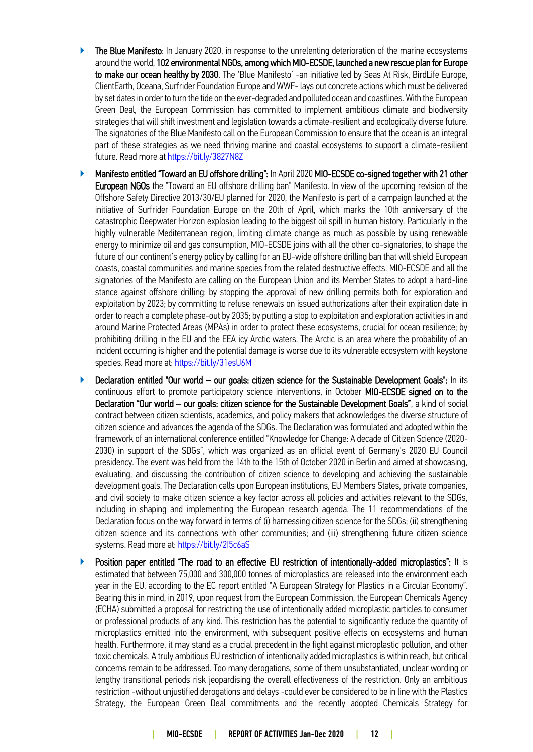- **The Blue Manifesto**: In January 2020, in response to the unrelenting deterioration of the marine ecosystems around the world, **102 environmental NGOs, among which MIO-ECSDE, launched a new rescue plan for Europe to make our ocean healthy by 2030**. The 'Blue Manifesto' -an initiative led by Seas At Risk, BirdLife Europe, ClientEarth, Oceana, Surfrider Foundation Europe and WWF- lays out concrete actions which must be delivered by set dates in order to turn the tide on the ever-degraded and polluted ocean and coastlines. With the European Green Deal, the European Commission has committed to implement ambitious climate and biodiversity strategies that will shift investment and legislation towards a climate-resilient and ecologically diverse future. The signatories of the Blue Manifesto call on the European Commission to ensure that the ocean is an integral part of these strategies as we need thriving marine and coastal ecosystems to support a climate-resilient future. Read more at https://bit.ly/3827N8Z

- **Manifesto entitled "Toward an EU offshore drilling":** In April 2020 **MIO-ECSDE co-signed together with 21 other European NGOs** the "Toward an EU offshore drilling ban" Manifesto. In view of the upcoming revision of the Offshore Safety Directive 2013/30/EU planned for 2020, the Manifesto is part of a campaign launched at the initiative of Surfrider Foundation Europe on the 20th of April, which marks the 10th anniversary of the catastrophic Deepwater Horizon explosion leading to the biggest oil spill in human history. Particularly in the highly vulnerable Mediterranean region, limiting climate change as much as possible by using renewable energy to minimize oil and gas consumption, MIO-ECSDE joins with all the other co-signatories, to shape the future of our continent's energy policy by calling for an EU-wide offshore drilling ban that will shield European coasts, coastal communities and marine species from the related destructive effects. MIO-ECSDE and all the signatories of the Manifesto are calling on the European Union and its Member States to adopt a hard-line stance against offshore drilling: by stopping the approval of new drilling permits both for exploration and exploitation by 2023; by committing to refuse renewals on issued authorizations after their expiration date in order to reach a complete phase-out by 2035; by putting a stop to exploitation and exploration activities in and around Marine Protected Areas (MPAs) in order to protect these ecosystems, crucial for ocean resilience; by prohibiting drilling in the EU and the EEA icy Arctic waters. The Arctic is an area where the probability of an incident occurring is higher and the potential damage is worse due to its vulnerable ecosystem with keystone species. Read more at: https://bit.ly/31esU6M

- **Declaration entitled "Our world – our goals: citizen science for the Sustainable Development Goals":** In its continuous effort to promote participatory science interventions, in October **MIO-ECSDE signed on to the Declaration "Our world – our goals: citizen science for the Sustainable Development Goals"**, a kind of social contract between citizen scientists, academics, and policy makers that acknowledges the diverse structure of citizen science and advances the agenda of the SDGs. The Declaration was formulated and adopted within the framework of an international conference entitled "Knowledge for Change: A decade of Citizen Science (2020-2030) in support of the SDGs", which was organized as an official event of Germany's 2020 EU Council presidency. The event was held from the 14th to the 15th of October 2020 in Berlin and aimed at showcasing, evaluating, and discussing the contribution of citizen science to developing and achieving the sustainable development goals. The Declaration calls upon European institutions, EU Members States, private companies, and civil society to make citizen science a key factor across all policies and activities relevant to the SDGs, including in shaping and implementing the European research agenda. The 11 recommendations of the Declaration focus on the way forward in terms of (i) harnessing citizen science for the SDGs; (ii) strengthening citizen science and its connections with other communities; and (iii) strengthening future citizen science systems. Read more at: https://bit.ly/2I5c6aS

- **Position paper entitled "The road to an effective EU restriction of intentionally-added microplastics":** It is estimated that between 75,000 and 300,000 tonnes of microplastics are released into the environment each year in the EU, according to the EC report entitled "A European Strategy for Plastics in a Circular Economy". Bearing this in mind, in 2019, upon request from the European Commission, the European Chemicals Agency (ECHA) submitted a proposal for restricting the use of intentionally added microplastic particles to consumer or professional products of any kind. This restriction has the potential to significantly reduce the quantity of microplastics emitted into the environment, with subsequent positive effects on ecosystems and human health. Furthermore, it may stand as a crucial precedent in the fight against microplastic pollution, and other toxic chemicals. A truly ambitious EU restriction of intentionally added microplastics is within reach, but critical concerns remain to be addressed. Too many derogations, some of them unsubstantiated, unclear wording or lengthy transitional periods risk jeopardising the overall effectiveness of the restriction. Only an ambitious restriction -without unjustified derogations and delays -could ever be considered to be in line with the Plastics Strategy, the European Green Deal commitments and the recently adopted Chemicals Strategy for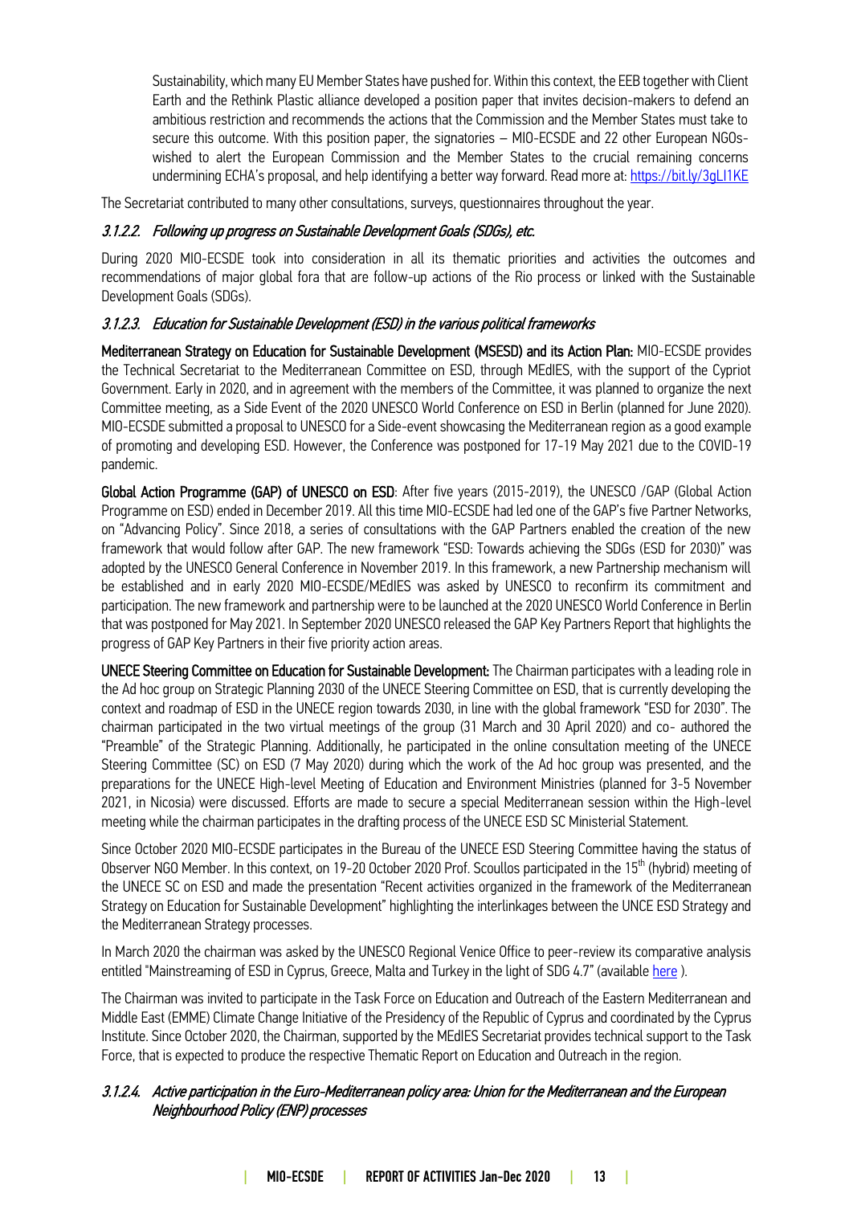Sustainability, which many EU Member States have pushed for. Within this context, the EEB together with Client Earth and the Rethink Plastic alliance developed a position paper that invites decision-makers to defend an ambitious restriction and recommends the actions that the Commission and the Member States must take to secure this outcome. With this position paper, the signatories – MIO-ECSDE and 22 other European NGOs-wished to alert the European Commission and the Member States to the crucial remaining concerns undermining ECHA's proposal, and help identifying a better way forward. Read more at: https://bit.ly/3gLI1KE

The Secretariat contributed to many other consultations, surveys, questionnaires throughout the year.

#### *3.1.2.2. Following up progress on Sustainable Development Goals (SDGs), etc.*

During 2020 MIO-ECSDE took into consideration in all its thematic priorities and activities the outcomes and recommendations of major global fora that are follow-up actions of the Rio process or linked with the Sustainable Development Goals (SDGs).

#### *3.1.2.3. Education for Sustainable Development (ESD) in the various political frameworks*

**Mediterranean Strategy on Education for Sustainable Development (MSESD) and its Action Plan:** MIO-ECSDE provides the Technical Secretariat to the Mediterranean Committee on ESD, through MEdIES, with the support of the Cypriot Government. Early in 2020, and in agreement with the members of the Committee, it was planned to organize the next Committee meeting, as a Side Event of the 2020 UNESCO World Conference on ESD in Berlin (planned for June 2020). MIO-ECSDE submitted a proposal to UNESCO for a Side-event showcasing the Mediterranean region as a good example of promoting and developing ESD. However, the Conference was postponed for 17-19 May 2021 due to the COVID-19 pandemic.

**Global Action Programme (GAP) of UNESCO on ESD**: After five years (2015-2019), the UNESCO /GAP (Global Action Programme on ESD) ended in December 2019. All this time MIO-ECSDE had led one of the GAP's five Partner Networks, on "Advancing Policy". Since 2018, a series of consultations with the GAP Partners enabled the creation of the new framework that would follow after GAP. The new framework "ESD: Towards achieving the SDGs (ESD for 2030)" was adopted by the UNESCO General Conference in November 2019. In this framework, a new Partnership mechanism will be established and in early 2020 MIO-ECSDE/MEdIES was asked by UNESCO to reconfirm its commitment and participation. The new framework and partnership were to be launched at the 2020 UNESCO World Conference in Berlin that was postponed for May 2021. In September 2020 UNESCO released the GAP Key Partners Report that highlights the progress of GAP Key Partners in their five priority action areas.

**UNECE Steering Committee on Education for Sustainable Development:** The Chairman participates with a leading role in the Ad hoc group on Strategic Planning 2030 of the UNECE Steering Committee on ESD, that is currently developing the context and roadmap of ESD in the UNECE region towards 2030, in line with the global framework "ESD for 2030". The chairman participated in the two virtual meetings of the group (31 March and 30 April 2020) and co- authored the "Preamble" of the Strategic Planning. Additionally, he participated in the online consultation meeting of the UNECE Steering Committee (SC) on ESD (7 May 2020) during which the work of the Ad hoc group was presented, and the preparations for the UNECE High-level Meeting of Education and Environment Ministries (planned for 3-5 November 2021, in Nicosia) were discussed. Efforts are made to secure a special Mediterranean session within the High-level meeting while the chairman participates in the drafting process of the UNECE ESD SC Ministerial Statement.

Since October 2020 MIO-ECSDE participates in the Bureau of the UNECE ESD Steering Committee having the status of Observer NGO Member. In this context, on 19-20 October 2020 Prof. Scoullos participated in the 15th (hybrid) meeting of the UNECE SC on ESD and made the presentation "Recent activities organized in the framework of the Mediterranean Strategy on Education for Sustainable Development" highlighting the interlinkages between the UNCE ESD Strategy and the Mediterranean Strategy processes.

In March 2020 the chairman was asked by the UNESCO Regional Venice Office to peer-review its comparative analysis entitled "Mainstreaming of ESD in Cyprus, Greece, Malta and Turkey in the light of SDG 4.7" (available here ).

The Chairman was invited to participate in the Task Force on Education and Outreach of the Eastern Mediterranean and Middle East (EMME) Climate Change Initiative of the Presidency of the Republic of Cyprus and coordinated by the Cyprus Institute. Since October 2020, the Chairman, supported by the MEdIES Secretariat provides technical support to the Task Force, that is expected to produce the respective Thematic Report on Education and Outreach in the region.

#### *3.1.2.4. Active participation in the Euro-Mediterranean policy area: Union for the Mediterranean and the European Neighbourhood Policy (ENP) processes*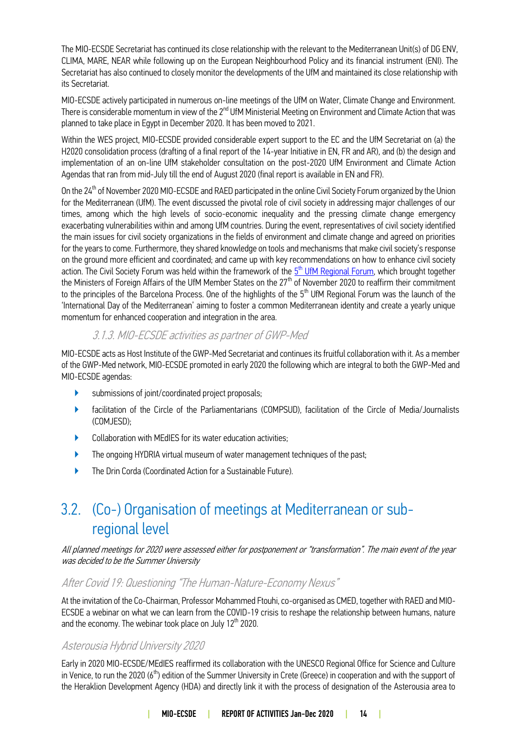The MIO-ECSDE Secretariat has continued its close relationship with the relevant to the Mediterranean Unit(s) of DG ENV, CLIMA, MARE, NEAR while following up on the European Neighbourhood Policy and its financial instrument (ENI). The Secretariat has also continued to closely monitor the developments of the UfM and maintained its close relationship with its Secretariat.

MIO-ECSDE actively participated in numerous on-line meetings of the UfM on Water, Climate Change and Environment. There is considerable momentum in view of the 2nd UfM Ministerial Meeting on Environment and Climate Action that was planned to take place in Egypt in December 2020. It has been moved to 2021.

Within the WES project, MIO-ECSDE provided considerable expert support to the EC and the UfM Secretariat on (a) the H2020 consolidation process (drafting of a final report of the 14-year Initiative in EN, FR and AR), and (b) the design and implementation of an on-line UfM stakeholder consultation on the post-2020 UfM Environment and Climate Action Agendas that ran from mid-July till the end of August 2020 (final report is available in EN and FR).

On the 24th of November 2020 MIO-ECSDE and RAED participated in the online Civil Society Forum organized by the Union for the Mediterranean (UfM). The event discussed the pivotal role of civil society in addressing major challenges of our times, among which the high levels of socio-economic inequality and the pressing climate change emergency exacerbating vulnerabilities within and among UfM countries. During the event, representatives of civil society identified the main issues for civil society organizations in the fields of environment and climate change and agreed on priorities for the years to come. Furthermore, they shared knowledge on tools and mechanisms that make civil society's response on the ground more efficient and coordinated; and came up with key recommendations on how to enhance civil society action. The Civil Society Forum was held within the framework of the 5th UfM Regional Forum, which brought together the Ministers of Foreign Affairs of the UfM Member States on the 27th of November 2020 to reaffirm their commitment to the principles of the Barcelona Process. One of the highlights of the 5th UfM Regional Forum was the launch of the 'International Day of the Mediterranean' aiming to foster a common Mediterranean identity and create a yearly unique momentum for enhanced cooperation and integration in the area.

### 3.1.3. MIO-ECSDE activities as partner of GWP-Med

MIO-ECSDE acts as Host Institute of the GWP-Med Secretariat and continues its fruitful collaboration with it. As a member of the GWP-Med network, MIO-ECSDE promoted in early 2020 the following which are integral to both the GWP-Med and MIO-ECSDE agendas:

- submissions of joint/coordinated project proposals;
- facilitation of the Circle of the Parliamentarians (COMPSUD), facilitation of the Circle of Media/Journalists (COMJESD);
- Collaboration with MEdIES for its water education activities;
- The ongoing HYDRIA virtual museum of water management techniques of the past;
- The Drin Corda (Coordinated Action for a Sustainable Future).

## 3.2. (Co-) Organisation of meetings at Mediterranean or sub-regional level

*All planned meetings for 2020 were assessed either for postponement or "transformation". The main event of the year was decided to be the Summer University*

### *After Covid 19: Questioning "The Human-Nature-Economy Nexus"*

At the invitation of the Co-Chairman, Professor Mohammed Ftouhi, co-organised as CMED, together with RAED and MIO-ECSDE a webinar on what we can learn from the COVID-19 crisis to reshape the relationship between humans, nature and the economy. The webinar took place on July 12th 2020.

### *Asterousia Hybrid University 2020*

Early in 2020 MIO-ECSDE/MEdIES reaffirmed its collaboration with the UNESCO Regional Office for Science and Culture in Venice, to run the 2020 (6th) edition of the Summer University in Crete (Greece) in cooperation and with the support of the Heraklion Development Agency (HDA) and directly link it with the process of designation of the Asterousia area to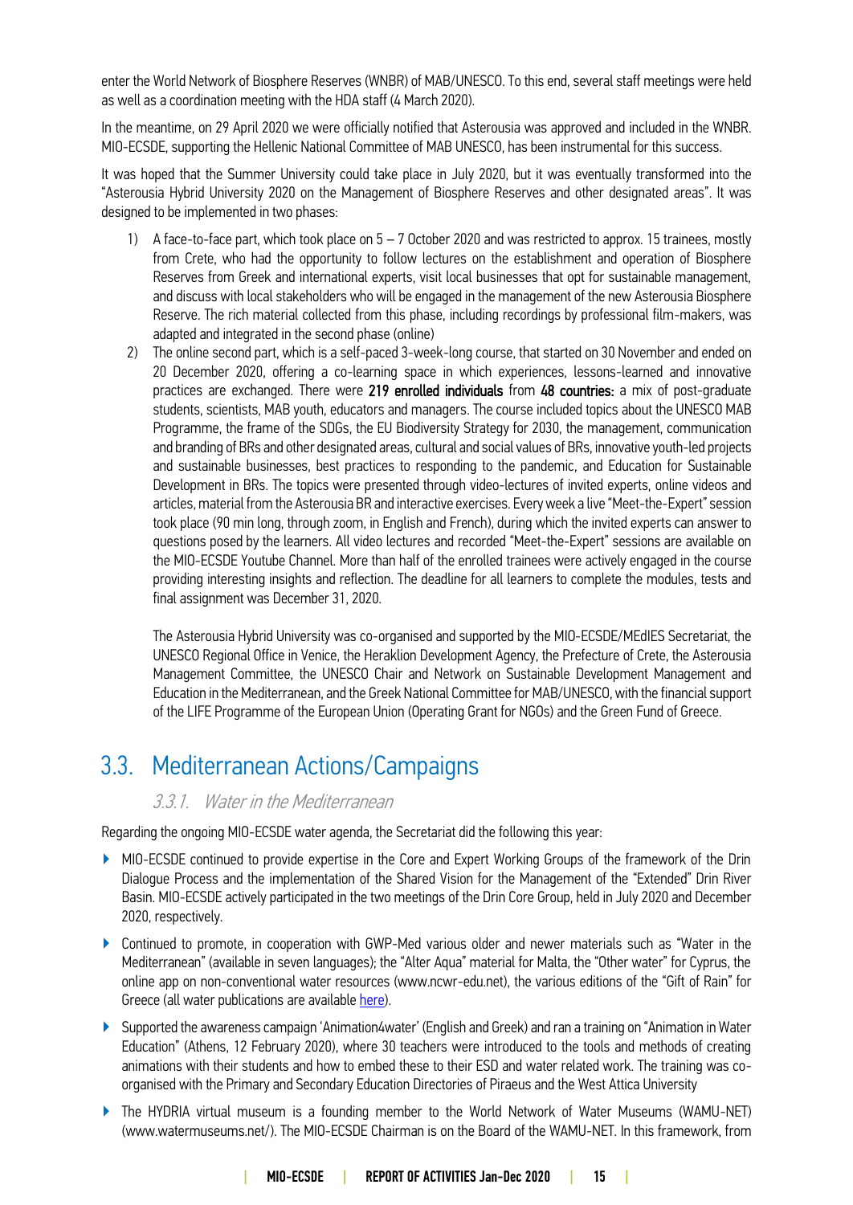enter the World Network of Biosphere Reserves (WNBR) of MAB/UNESCO. To this end, several staff meetings were held as well as a coordination meeting with the HDA staff (4 March 2020).

In the meantime, on 29 April 2020 we were officially notified that Asterousia was approved and included in the WNBR. MIO-ECSDE, supporting the Hellenic National Committee of MAB UNESCO, has been instrumental for this success.

It was hoped that the Summer University could take place in July 2020, but it was eventually transformed into the "Asterousia Hybrid University 2020 on the Management of Biosphere Reserves and other designated areas". It was designed to be implemented in two phases:

1) A face-to-face part, which took place on 5 – 7 October 2020 and was restricted to approx. 15 trainees, mostly from Crete, who had the opportunity to follow lectures on the establishment and operation of Biosphere Reserves from Greek and international experts, visit local businesses that opt for sustainable management, and discuss with local stakeholders who will be engaged in the management of the new Asterousia Biosphere Reserve. The rich material collected from this phase, including recordings by professional film-makers, was adapted and integrated in the second phase (online)
2) The online second part, which is a self-paced 3-week-long course, that started on 30 November and ended on 20 December 2020, offering a co-learning space in which experiences, lessons-learned and innovative practices are exchanged. There were **219 enrolled individuals** from **48 countries:** a mix of post-graduate students, scientists, MAB youth, educators and managers. The course included topics about the UNESCO MAB Programme, the frame of the SDGs, the EU Biodiversity Strategy for 2030, the management, communication and branding of BRs and other designated areas, cultural and social values of BRs, innovative youth-led projects and sustainable businesses, best practices to responding to the pandemic, and Education for Sustainable Development in BRs. The topics were presented through video-lectures of invited experts, online videos and articles, material from the Asterousia BR and interactive exercises. Every week a live "Meet-the-Expert" session took place (90 min long, through zoom, in English and French), during which the invited experts can answer to questions posed by the learners. All video lectures and recorded "Meet-the-Expert" sessions are available on the MIO-ECSDE Youtube Channel. More than half of the enrolled trainees were actively engaged in the course providing interesting insights and reflection. The deadline for all learners to complete the modules, tests and final assignment was December 31, 2020.

   The Asterousia Hybrid University was co-organised and supported by the MIO-ECSDE/MEdIES Secretariat, the UNESCO Regional Office in Venice, the Heraklion Development Agency, the Prefecture of Crete, the Asterousia Management Committee, the UNESCO Chair and Network on Sustainable Development Management and Education in the Mediterranean, and the Greek National Committee for MAB/UNESCO, with the financial support of the LIFE Programme of the European Union (Operating Grant for NGOs) and the Green Fund of Greece.

## 3.3. Mediterranean Actions/Campaigns

### *3.3.1. Water in the Mediterranean*

Regarding the ongoing MIO-ECSDE water agenda, the Secretariat did the following this year:

- MIO-ECSDE continued to provide expertise in the Core and Expert Working Groups of the framework of the Drin Dialogue Process and the implementation of the Shared Vision for the Management of the "Extended" Drin River Basin. MIO-ECSDE actively participated in the two meetings of the Drin Core Group, held in July 2020 and December 2020, respectively.
- Continued to promote, in cooperation with GWP-Med various older and newer materials such as "Water in the Mediterranean" (available in seven languages); the "Alter Aqua" material for Malta, the "Other water" for Cyprus, the online app on non-conventional water resources (www.ncwr-edu.net), the various editions of the "Gift of Rain" for Greece (all water publications are available here).
- Supported the awareness campaign 'Animation4water' (English and Greek) and ran a training on "Animation in Water Education" (Athens, 12 February 2020), where 30 teachers were introduced to the tools and methods of creating animations with their students and how to embed these to their ESD and water related work. The training was co-organised with the Primary and Secondary Education Directories of Piraeus and the West Attica University
- The HYDRIA virtual museum is a founding member to the World Network of Water Museums (WAMU-NET) (www.watermuseums.net/). The MIO-ECSDE Chairman is on the Board of the WAMU-NET. In this framework, from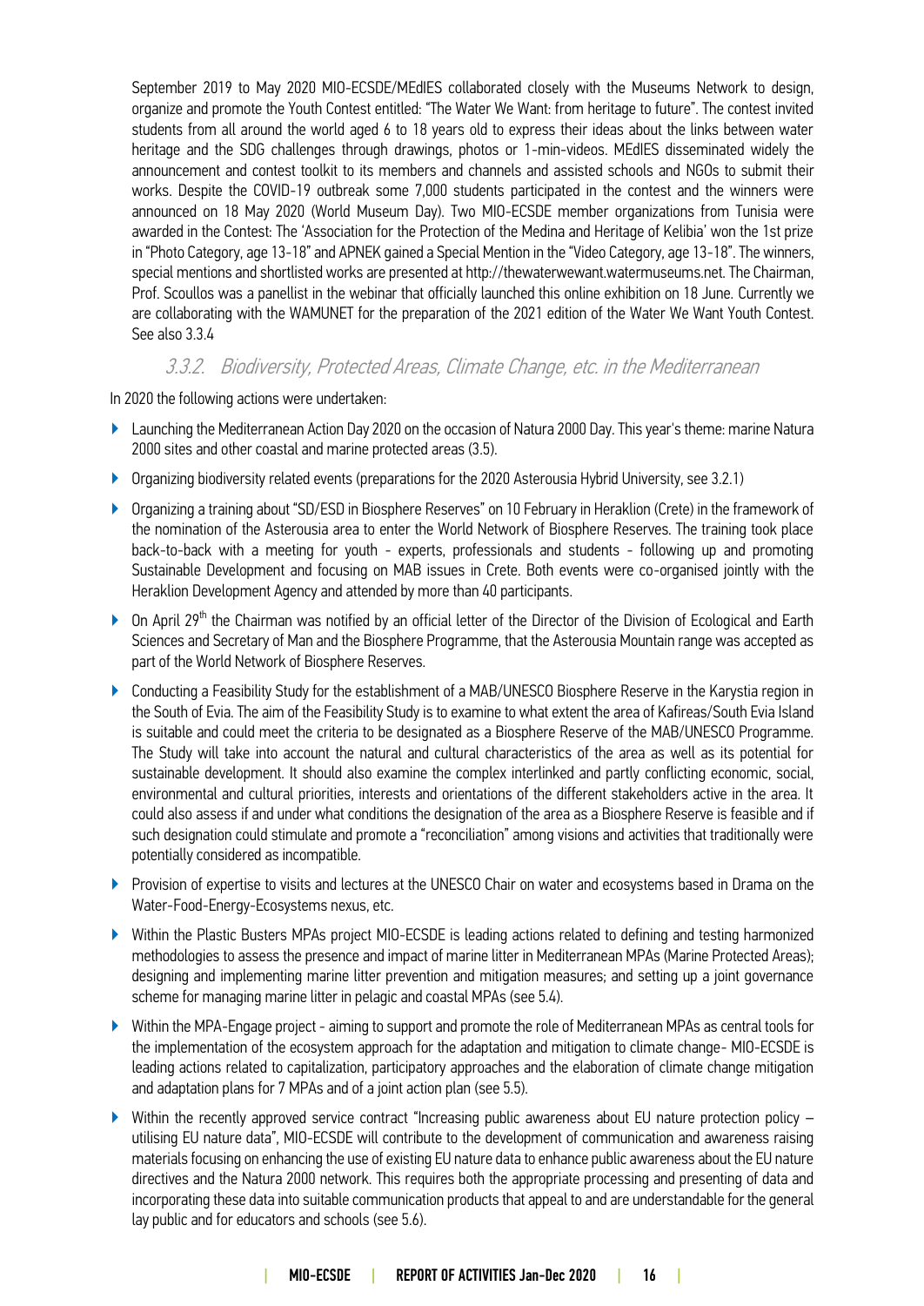September 2019 to May 2020 MIO-ECSDE/MEdIES collaborated closely with the Museums Network to design, organize and promote the Youth Contest entitled: "The Water We Want: from heritage to future". The contest invited students from all around the world aged 6 to 18 years old to express their ideas about the links between water heritage and the SDG challenges through drawings, photos or 1-min-videos. MEdIES disseminated widely the announcement and contest toolkit to its members and channels and assisted schools and NGOs to submit their works. Despite the COVID-19 outbreak some 7,000 students participated in the contest and the winners were announced on 18 May 2020 (World Museum Day). Two MIO-ECSDE member organizations from Tunisia were awarded in the Contest: The 'Association for the Protection of the Medina and Heritage of Kelibia' won the 1st prize in "Photo Category, age 13-18" and APNEK gained a Special Mention in the "Video Category, age 13-18". The winners, special mentions and shortlisted works are presented at http://thewaterwewant.watermuseums.net. The Chairman, Prof. Scoullos was a panellist in the webinar that officially launched this online exhibition on 18 June. Currently we are collaborating with the WAMUNET for the preparation of the 2021 edition of the Water We Want Youth Contest. See also 3.3.4

### 3.3.2. Biodiversity, Protected Areas, Climate Change, etc. in the Mediterranean

In 2020 the following actions were undertaken:

- Launching the Mediterranean Action Day 2020 on the occasion of Natura 2000 Day. This year's theme: marine Natura 2000 sites and other coastal and marine protected areas (3.5).
- Organizing biodiversity related events (preparations for the 2020 Asterousia Hybrid University, see 3.2.1)
- Organizing a training about "SD/ESD in Biosphere Reserves" on 10 February in Heraklion (Crete) in the framework of the nomination of the Asterousia area to enter the World Network of Biosphere Reserves. The training took place back-to-back with a meeting for youth - experts, professionals and students - following up and promoting Sustainable Development and focusing on MAB issues in Crete. Both events were co-organised jointly with the Heraklion Development Agency and attended by more than 40 participants.
- On April 29th the Chairman was notified by an official letter of the Director of the Division of Ecological and Earth Sciences and Secretary of Man and the Biosphere Programme, that the Asterousia Mountain range was accepted as part of the World Network of Biosphere Reserves.
- Conducting a Feasibility Study for the establishment of a MAB/UNESCO Biosphere Reserve in the Karystia region in the South of Evia. The aim of the Feasibility Study is to examine to what extent the area of Kafireas/South Evia Island is suitable and could meet the criteria to be designated as a Biosphere Reserve of the MAB/UNESCO Programme. The Study will take into account the natural and cultural characteristics of the area as well as its potential for sustainable development. It should also examine the complex interlinked and partly conflicting economic, social, environmental and cultural priorities, interests and orientations of the different stakeholders active in the area. It could also assess if and under what conditions the designation of the area as a Biosphere Reserve is feasible and if such designation could stimulate and promote a "reconciliation" among visions and activities that traditionally were potentially considered as incompatible.
- Provision of expertise to visits and lectures at the UNESCO Chair on water and ecosystems based in Drama on the Water-Food-Energy-Ecosystems nexus, etc.
- Within the Plastic Busters MPAs project MIO-ECSDE is leading actions related to defining and testing harmonized methodologies to assess the presence and impact of marine litter in Mediterranean MPAs (Marine Protected Areas); designing and implementing marine litter prevention and mitigation measures; and setting up a joint governance scheme for managing marine litter in pelagic and coastal MPAs (see 5.4).
- Within the MPA-Engage project - aiming to support and promote the role of Mediterranean MPAs as central tools for the implementation of the ecosystem approach for the adaptation and mitigation to climate change- MIO-ECSDE is leading actions related to capitalization, participatory approaches and the elaboration of climate change mitigation and adaptation plans for 7 MPAs and of a joint action plan (see 5.5).
- Within the recently approved service contract "Increasing public awareness about EU nature protection policy – utilising EU nature data", MIO-ECSDE will contribute to the development of communication and awareness raising materials focusing on enhancing the use of existing EU nature data to enhance public awareness about the EU nature directives and the Natura 2000 network. This requires both the appropriate processing and presenting of data and incorporating these data into suitable communication products that appeal to and are understandable for the general lay public and for educators and schools (see 5.6).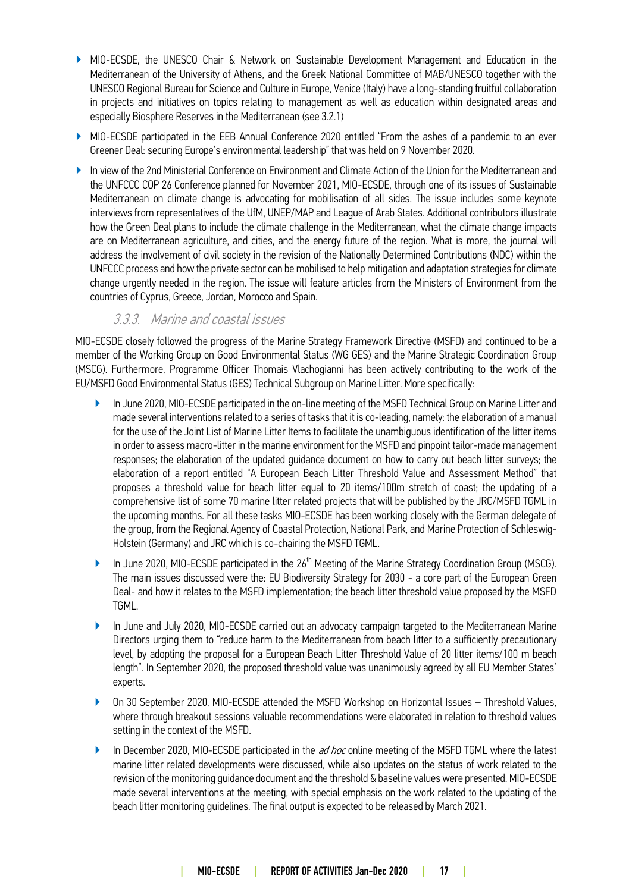- MIO-ECSDE, the UNESCO Chair & Network on Sustainable Development Management and Education in the Mediterranean of the University of Athens, and the Greek National Committee of MAB/UNESCO together with the UNESCO Regional Bureau for Science and Culture in Europe, Venice (Italy) have a long-standing fruitful collaboration in projects and initiatives on topics relating to management as well as education within designated areas and especially Biosphere Reserves in the Mediterranean (see 3.2.1)
- MIO-ECSDE participated in the EEB Annual Conference 2020 entitled "From the ashes of a pandemic to an ever Greener Deal: securing Europe's environmental leadership" that was held on 9 November 2020.
- In view of the 2nd Ministerial Conference on Environment and Climate Action of the Union for the Mediterranean and the UNFCCC COP 26 Conference planned for November 2021, MIO-ECSDE, through one of its issues of Sustainable Mediterranean on climate change is advocating for mobilisation of all sides. The issue includes some keynote interviews from representatives of the UfM, UNEP/MAP and League of Arab States. Additional contributors illustrate how the Green Deal plans to include the climate challenge in the Mediterranean, what the climate change impacts are on Mediterranean agriculture, and cities, and the energy future of the region. What is more, the journal will address the involvement of civil society in the revision of the Nationally Determined Contributions (NDC) within the UNFCCC process and how the private sector can be mobilised to help mitigation and adaptation strategies for climate change urgently needed in the region. The issue will feature articles from the Ministers of Environment from the countries of Cyprus, Greece, Jordan, Morocco and Spain.

### 3.3.3. Marine and coastal issues

MIO-ECSDE closely followed the progress of the Marine Strategy Framework Directive (MSFD) and continued to be a member of the Working Group on Good Environmental Status (WG GES) and the Marine Strategic Coordination Group (MSCG). Furthermore, Programme Officer Thomais Vlachogianni has been actively contributing to the work of the EU/MSFD Good Environmental Status (GES) Technical Subgroup on Marine Litter. More specifically:

- In June 2020, MIO-ECSDE participated in the on-line meeting of the MSFD Technical Group on Marine Litter and made several interventions related to a series of tasks that it is co-leading, namely: the elaboration of a manual for the use of the Joint List of Marine Litter Items to facilitate the unambiguous identification of the litter items in order to assess macro-litter in the marine environment for the MSFD and pinpoint tailor-made management responses; the elaboration of the updated guidance document on how to carry out beach litter surveys; the elaboration of a report entitled "A European Beach Litter Threshold Value and Assessment Method" that proposes a threshold value for beach litter equal to 20 items/100m stretch of coast; the updating of a comprehensive list of some 70 marine litter related projects that will be published by the JRC/MSFD TGML in the upcoming months. For all these tasks MIO-ECSDE has been working closely with the German delegate of the group, from the Regional Agency of Coastal Protection, National Park, and Marine Protection of Schleswig-Holstein (Germany) and JRC which is co-chairing the MSFD TGML.
- In June 2020, MIO-ECSDE participated in the 26th Meeting of the Marine Strategy Coordination Group (MSCG). The main issues discussed were the: EU Biodiversity Strategy for 2030 - a core part of the European Green Deal- and how it relates to the MSFD implementation; the beach litter threshold value proposed by the MSFD TGML.
- In June and July 2020, MIO-ECSDE carried out an advocacy campaign targeted to the Mediterranean Marine Directors urging them to "reduce harm to the Mediterranean from beach litter to a sufficiently precautionary level, by adopting the proposal for a European Beach Litter Threshold Value of 20 litter items/100 m beach length". In September 2020, the proposed threshold value was unanimously agreed by all EU Member States' experts.
- On 30 September 2020, MIO-ECSDE attended the MSFD Workshop on Horizontal Issues – Threshold Values, where through breakout sessions valuable recommendations were elaborated in relation to threshold values setting in the context of the MSFD.
- In December 2020, MIO-ECSDE participated in the *ad hoc* online meeting of the MSFD TGML where the latest marine litter related developments were discussed, while also updates on the status of work related to the revision of the monitoring guidance document and the threshold & baseline values were presented. MIO-ECSDE made several interventions at the meeting, with special emphasis on the work related to the updating of the beach litter monitoring guidelines. The final output is expected to be released by March 2021.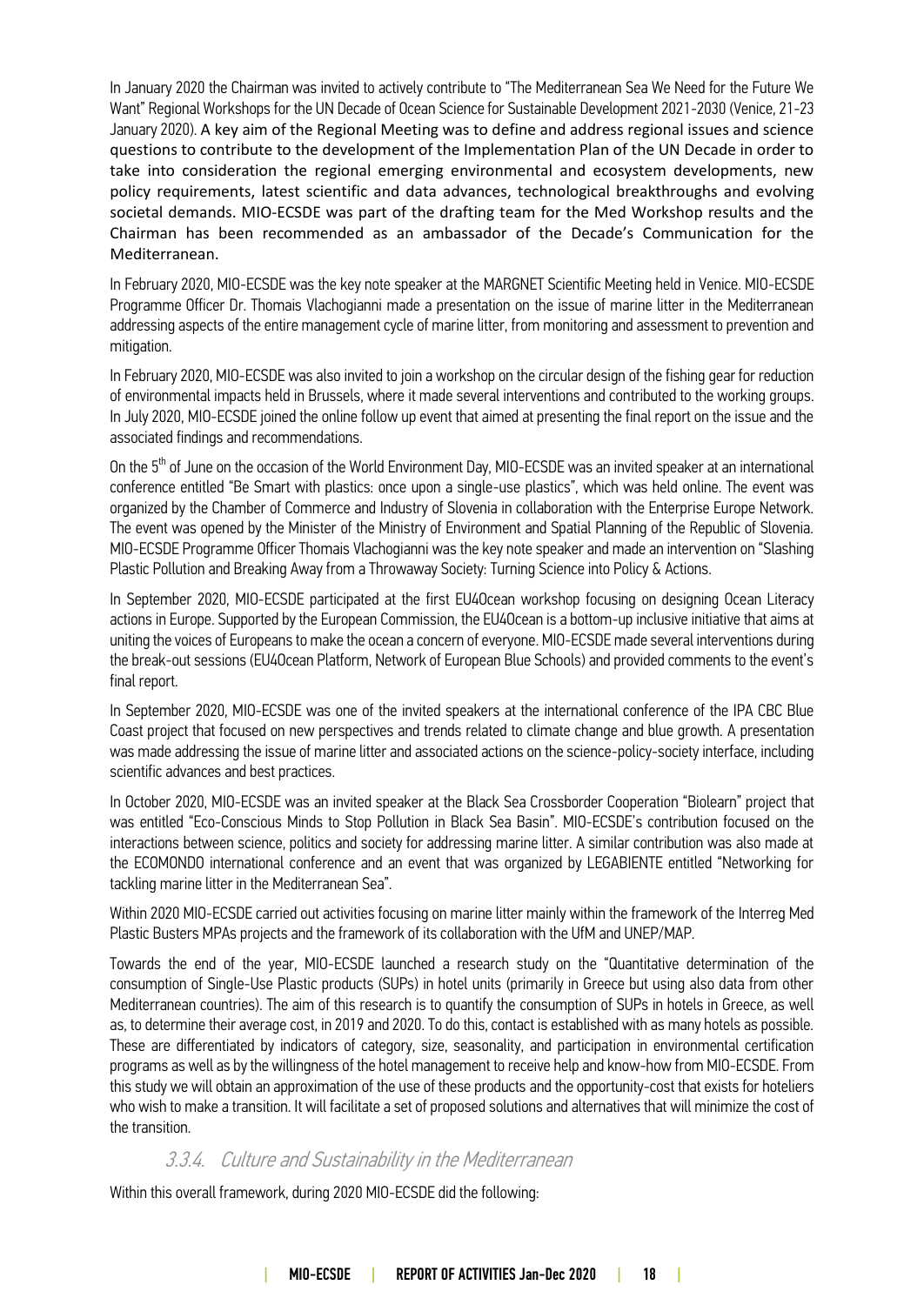In January 2020 the Chairman was invited to actively contribute to "The Mediterranean Sea We Need for the Future We Want" Regional Workshops for the UN Decade of Ocean Science for Sustainable Development 2021-2030 (Venice, 21-23 January 2020). A key aim of the Regional Meeting was to define and address regional issues and science questions to contribute to the development of the Implementation Plan of the UN Decade in order to take into consideration the regional emerging environmental and ecosystem developments, new policy requirements, latest scientific and data advances, technological breakthroughs and evolving societal demands. MIO-ECSDE was part of the drafting team for the Med Workshop results and the Chairman has been recommended as an ambassador of the Decade's Communication for the Mediterranean.

In February 2020, MIO-ECSDE was the key note speaker at the MARGNET Scientific Meeting held in Venice. MIO-ECSDE Programme Officer Dr. Thomais Vlachogianni made a presentation on the issue of marine litter in the Mediterranean addressing aspects of the entire management cycle of marine litter, from monitoring and assessment to prevention and mitigation.

In February 2020, MIO-ECSDE was also invited to join a workshop on the circular design of the fishing gear for reduction of environmental impacts held in Brussels, where it made several interventions and contributed to the working groups. In July 2020, MIO-ECSDE joined the online follow up event that aimed at presenting the final report on the issue and the associated findings and recommendations.

On the 5th of June on the occasion of the World Environment Day, MIO-ECSDE was an invited speaker at an international conference entitled "Be Smart with plastics: once upon a single-use plastics", which was held online. The event was organized by the Chamber of Commerce and Industry of Slovenia in collaboration with the Enterprise Europe Network. The event was opened by the Minister of the Ministry of Environment and Spatial Planning of the Republic of Slovenia. MIO-ECSDE Programme Officer Thomais Vlachogianni was the key note speaker and made an intervention on "Slashing Plastic Pollution and Breaking Away from a Throwaway Society: Turning Science into Policy & Actions.

In September 2020, MIO-ECSDE participated at the first EU4Ocean workshop focusing on designing Ocean Literacy actions in Europe. Supported by the European Commission, the EU4Ocean is a bottom-up inclusive initiative that aims at uniting the voices of Europeans to make the ocean a concern of everyone. MIO-ECSDE made several interventions during the break-out sessions (EU4Ocean Platform, Network of European Blue Schools) and provided comments to the event's final report.

In September 2020, MIO-ECSDE was one of the invited speakers at the international conference of the IPA CBC Blue Coast project that focused on new perspectives and trends related to climate change and blue growth. A presentation was made addressing the issue of marine litter and associated actions on the science-policy-society interface, including scientific advances and best practices.

In October 2020, MIO-ECSDE was an invited speaker at the Black Sea Crossborder Cooperation "Biolearn" project that was entitled "Eco-Conscious Minds to Stop Pollution in Black Sea Basin". MIO-ECSDE's contribution focused on the interactions between science, politics and society for addressing marine litter. A similar contribution was also made at the ECOMONDO international conference and an event that was organized by LEGABIENTE entitled "Networking for tackling marine litter in the Mediterranean Sea".

Within 2020 MIO-ECSDE carried out activities focusing on marine litter mainly within the framework of the Interreg Med Plastic Busters MPAs projects and the framework of its collaboration with the UfM and UNEP/MAP.

Towards the end of the year, MIO-ECSDE launched a research study on the "Quantitative determination of the consumption of Single-Use Plastic products (SUPs) in hotel units (primarily in Greece but using also data from other Mediterranean countries). The aim of this research is to quantify the consumption of SUPs in hotels in Greece, as well as, to determine their average cost, in 2019 and 2020. To do this, contact is established with as many hotels as possible. These are differentiated by indicators of category, size, seasonality, and participation in environmental certification programs as well as by the willingness of the hotel management to receive help and know-how from MIO-ECSDE. From this study we will obtain an approximation of the use of these products and the opportunity-cost that exists for hoteliers who wish to make a transition. It will facilitate a set of proposed solutions and alternatives that will minimize the cost of the transition.

### 3.3.4. Culture and Sustainability in the Mediterranean

Within this overall framework, during 2020 MIO-ECSDE did the following: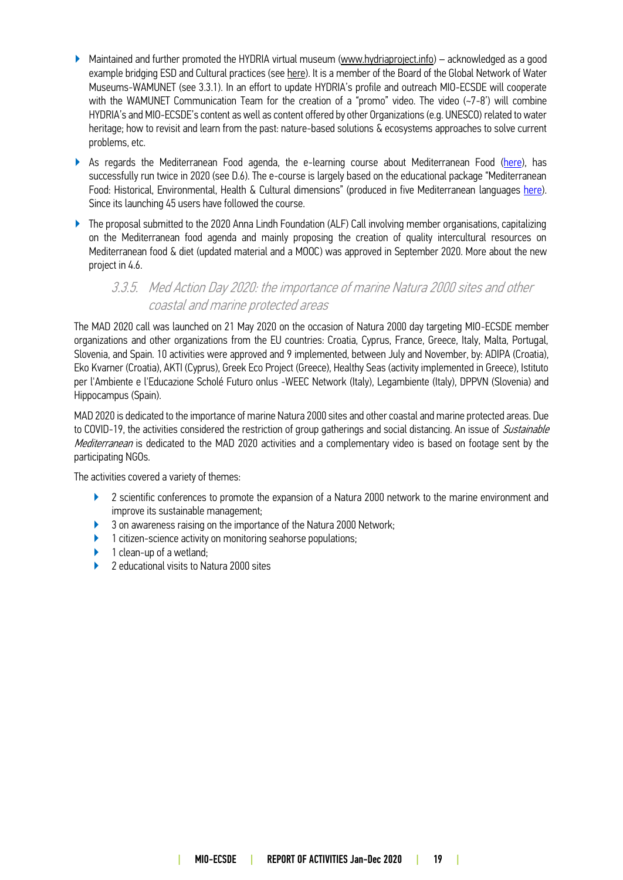- Maintained and further promoted the HYDRIA virtual museum (www.hydriaproject.info) – acknowledged as a good example bridging ESD and Cultural practices (see here). It is a member of the Board of the Global Network of Water Museums-WAMUNET (see 3.3.1). In an effort to update HYDRIA's profile and outreach MIO-ECSDE will cooperate with the WAMUNET Communication Team for the creation of a "promo" video. The video (~7-8') will combine HYDRIA's and MIO-ECSDE's content as well as content offered by other Organizations (e.g. UNESCO) related to water heritage; how to revisit and learn from the past: nature-based solutions & ecosystems approaches to solve current problems, etc.
- As regards the Mediterranean Food agenda, the e-learning course about Mediterranean Food (here), has successfully run twice in 2020 (see D.6). The e-course is largely based on the educational package "Mediterranean Food: Historical, Environmental, Health & Cultural dimensions" (produced in five Mediterranean languages here). Since its launching 45 users have followed the course.
- The proposal submitted to the 2020 Anna Lindh Foundation (ALF) Call involving member organisations, capitalizing on the Mediterranean food agenda and mainly proposing the creation of quality intercultural resources on Mediterranean food & diet (updated material and a MOOC) was approved in September 2020. More about the new project in 4.6.

### 3.3.5. Med Action Day 2020: the importance of marine Natura 2000 sites and other coastal and marine protected areas

The MAD 2020 call was launched on 21 May 2020 on the occasion of Natura 2000 day targeting MIO-ECSDE member organizations and other organizations from the EU countries: Croatia, Cyprus, France, Greece, Italy, Malta, Portugal, Slovenia, and Spain. 10 activities were approved and 9 implemented, between July and November, by: ADIPA (Croatia), Eko Kvarner (Croatia), AKTI (Cyprus), Greek Eco Project (Greece), Healthy Seas (activity implemented in Greece), Istituto per l'Ambiente e l'Educazione Scholé Futuro onlus -WEEC Network (Italy), Legambiente (Italy), DPPVN (Slovenia) and Hippocampus (Spain).

MAD 2020 is dedicated to the importance of marine Natura 2000 sites and other coastal and marine protected areas. Due to COVID-19, the activities considered the restriction of group gatherings and social distancing. An issue of *Sustainable Mediterranean* is dedicated to the MAD 2020 activities and a complementary video is based on footage sent by the participating NGOs.

The activities covered a variety of themes:

- 2 scientific conferences to promote the expansion of a Natura 2000 network to the marine environment and improve its sustainable management;
- 3 on awareness raising on the importance of the Natura 2000 Network;
- 1 citizen-science activity on monitoring seahorse populations;
- 1 clean-up of a wetland;
- 2 educational visits to Natura 2000 sites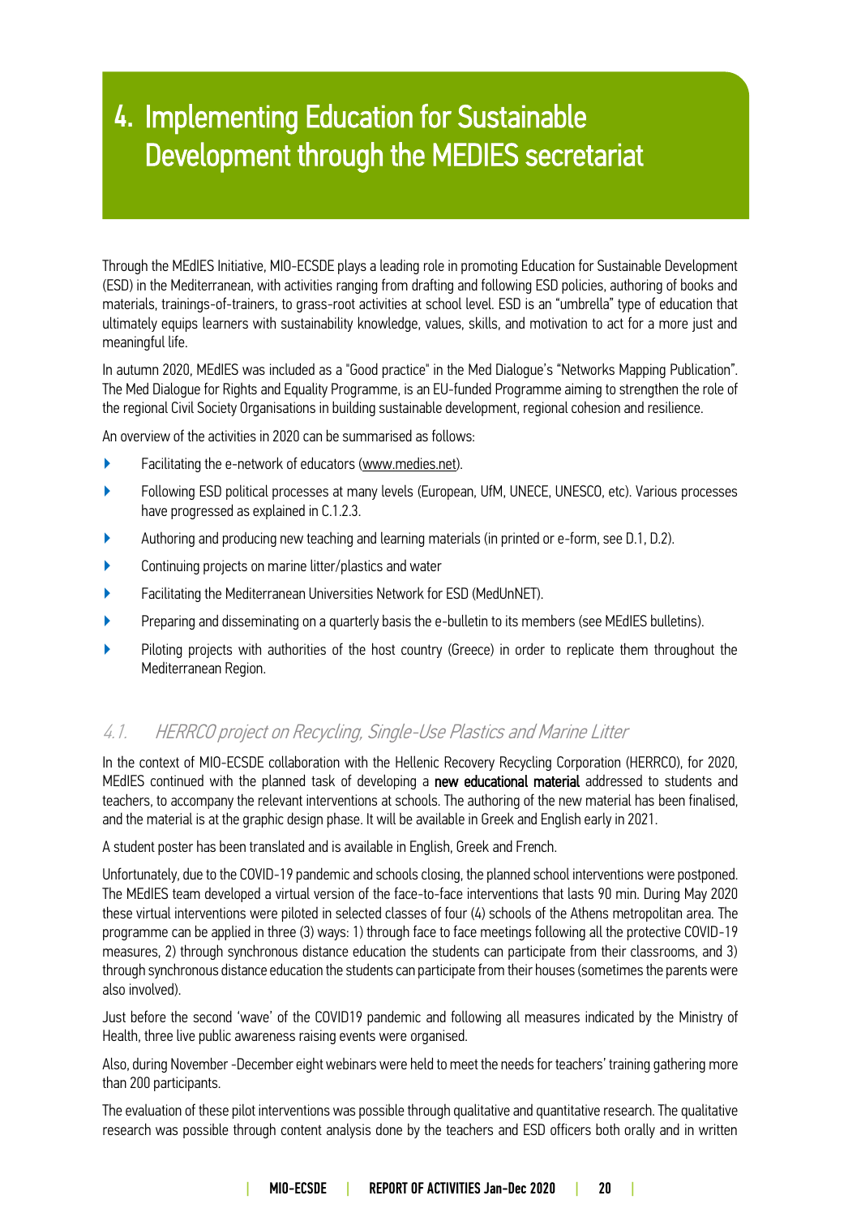# 4. Implementing Education for Sustainable Development through the MEDIES secretariat

Through the MEdIES Initiative, MIO-ECSDE plays a leading role in promoting Education for Sustainable Development (ESD) in the Mediterranean, with activities ranging from drafting and following ESD policies, authoring of books and materials, trainings-of-trainers, to grass-root activities at school level. ESD is an "umbrella" type of education that ultimately equips learners with sustainability knowledge, values, skills, and motivation to act for a more just and meaningful life.

In autumn 2020, MEdIES was included as a "Good practice" in the Med Dialogue's "Networks Mapping Publication". The Med Dialogue for Rights and Equality Programme, is an EU-funded Programme aiming to strengthen the role of the regional Civil Society Organisations in building sustainable development, regional cohesion and resilience.

An overview of the activities in 2020 can be summarised as follows:

- Facilitating the e-network of educators (www.medies.net).
- Following ESD political processes at many levels (European, UfM, UNECE, UNESCO, etc). Various processes have progressed as explained in C.1.2.3.
- Authoring and producing new teaching and learning materials (in printed or e-form, see D.1, D.2).
- Continuing projects on marine litter/plastics and water
- Facilitating the Mediterranean Universities Network for ESD (MedUnNET).
- Preparing and disseminating on a quarterly basis the e-bulletin to its members (see MEdIES bulletins).
- Piloting projects with authorities of the host country (Greece) in order to replicate them throughout the Mediterranean Region.

## *4.1. HERRCO project on Recycling, Single-Use Plastics and Marine Litter*

In the context of MIO-ECSDE collaboration with the Hellenic Recovery Recycling Corporation (HERRCO), for 2020, MEdIES continued with the planned task of developing a **new educational material** addressed to students and teachers, to accompany the relevant interventions at schools. The authoring of the new material has been finalised, and the material is at the graphic design phase. It will be available in Greek and English early in 2021.

A student poster has been translated and is available in English, Greek and French.

Unfortunately, due to the COVID-19 pandemic and schools closing, the planned school interventions were postponed. The MEdIES team developed a virtual version of the face-to-face interventions that lasts 90 min. During May 2020 these virtual interventions were piloted in selected classes of four (4) schools of the Athens metropolitan area. The programme can be applied in three (3) ways: 1) through face to face meetings following all the protective COVID-19 measures, 2) through synchronous distance education the students can participate from their classrooms, and 3) through synchronous distance education the students can participate from their houses (sometimes the parents were also involved).

Just before the second 'wave' of the COVID19 pandemic and following all measures indicated by the Ministry of Health, three live public awareness raising events were organised.

Also, during November -December eight webinars were held to meet the needs for teachers' training gathering more than 200 participants.

The evaluation of these pilot interventions was possible through qualitative and quantitative research. The qualitative research was possible through content analysis done by the teachers and ESD officers both orally and in written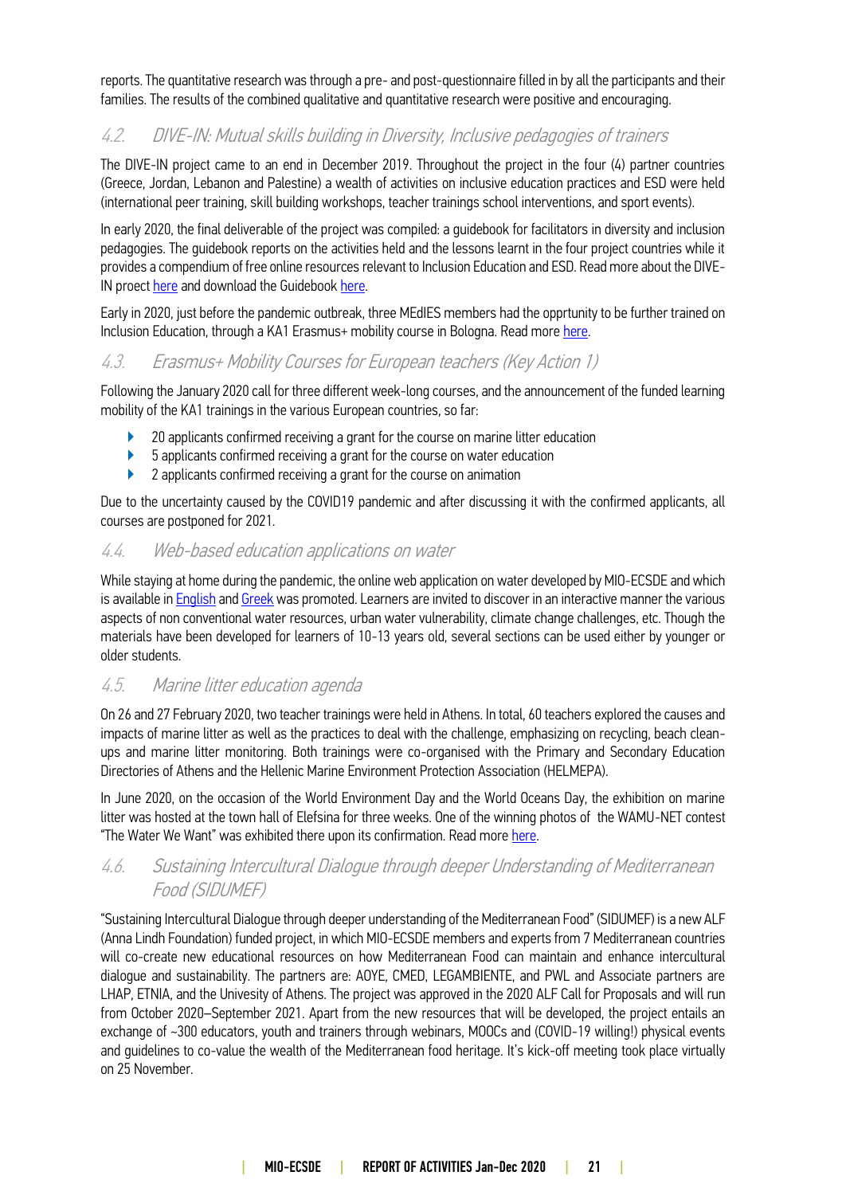reports. The quantitative research was through a pre- and post-questionnaire filled in by all the participants and their families. The results of the combined qualitative and quantitative research were positive and encouraging.

### 4.2. DIVE-IN: Mutual skills building in Diversity, Inclusive pedagogies of trainers

The DIVE-IN project came to an end in December 2019. Throughout the project in the four (4) partner countries (Greece, Jordan, Lebanon and Palestine) a wealth of activities on inclusive education practices and ESD were held (international peer training, skill building workshops, teacher trainings school interventions, and sport events).

In early 2020, the final deliverable of the project was compiled: a guidebook for facilitators in diversity and inclusion pedagogies. The guidebook reports on the activities held and the lessons learnt in the four project countries while it provides a compendium of free online resources relevant to Inclusion Education and ESD. Read more about the DIVE-IN proect here and download the Guidebook here.

Early in 2020, just before the pandemic outbreak, three MEdIES members had the opprtunity to be further trained on Inclusion Education, through a KA1 Erasmus+ mobility course in Bologna. Read more here.

### 4.3. Erasmus+ Mobility Courses for European teachers (Key Action 1)

Following the January 2020 call for three different week-long courses, and the announcement of the funded learning mobility of the KA1 trainings in the various European countries, so far:

- 20 applicants confirmed receiving a grant for the course on marine litter education
- 5 applicants confirmed receiving a grant for the course on water education
- 2 applicants confirmed receiving a grant for the course on animation

Due to the uncertainty caused by the COVID19 pandemic and after discussing it with the confirmed applicants, all courses are postponed for 2021.

### 4.4. Web-based education applications on water

While staying at home during the pandemic, the online web application on water developed by MIO-ECSDE and which is available in English and Greek was promoted. Learners are invited to discover in an interactive manner the various aspects of non conventional water resources, urban water vulnerability, climate change challenges, etc. Though the materials have been developed for learners of 10-13 years old, several sections can be used either by younger or older students.

### 4.5. Marine litter education agenda

On 26 and 27 February 2020, two teacher trainings were held in Athens. In total, 60 teachers explored the causes and impacts of marine litter as well as the practices to deal with the challenge, emphasizing on recycling, beach clean-ups and marine litter monitoring. Both trainings were co-organised with the Primary and Secondary Education Directories of Athens and the Hellenic Marine Environment Protection Association (HELMEPA).

In June 2020, on the occasion of the World Environment Day and the World Oceans Day, the exhibition on marine litter was hosted at the town hall of Elefsina for three weeks. One of the winning photos of the WAMU-NET contest "The Water We Want" was exhibited there upon its confirmation. Read more here.

### 4.6. Sustaining Intercultural Dialogue through deeper Understanding of Mediterranean Food (SIDUMEF)

"Sustaining Intercultural Dialogue through deeper understanding of the Mediterranean Food" (SIDUMEF) is a new ALF (Anna Lindh Foundation) funded project, in which MIO-ECSDE members and experts from 7 Mediterranean countries will co-create new educational resources on how Mediterranean Food can maintain and enhance intercultural dialogue and sustainability. The partners are: AOYE, CMED, LEGAMBIENTE, and PWL and Associate partners are LHAP, ETNIA, and the Univesity of Athens. The project was approved in the 2020 ALF Call for Proposals and will run from October 2020–September 2021. Apart from the new resources that will be developed, the project entails an exchange of ~300 educators, youth and trainers through webinars, MOOCs and (COVID-19 willing!) physical events and guidelines to co-value the wealth of the Mediterranean food heritage. It's kick-off meeting took place virtually on 25 November.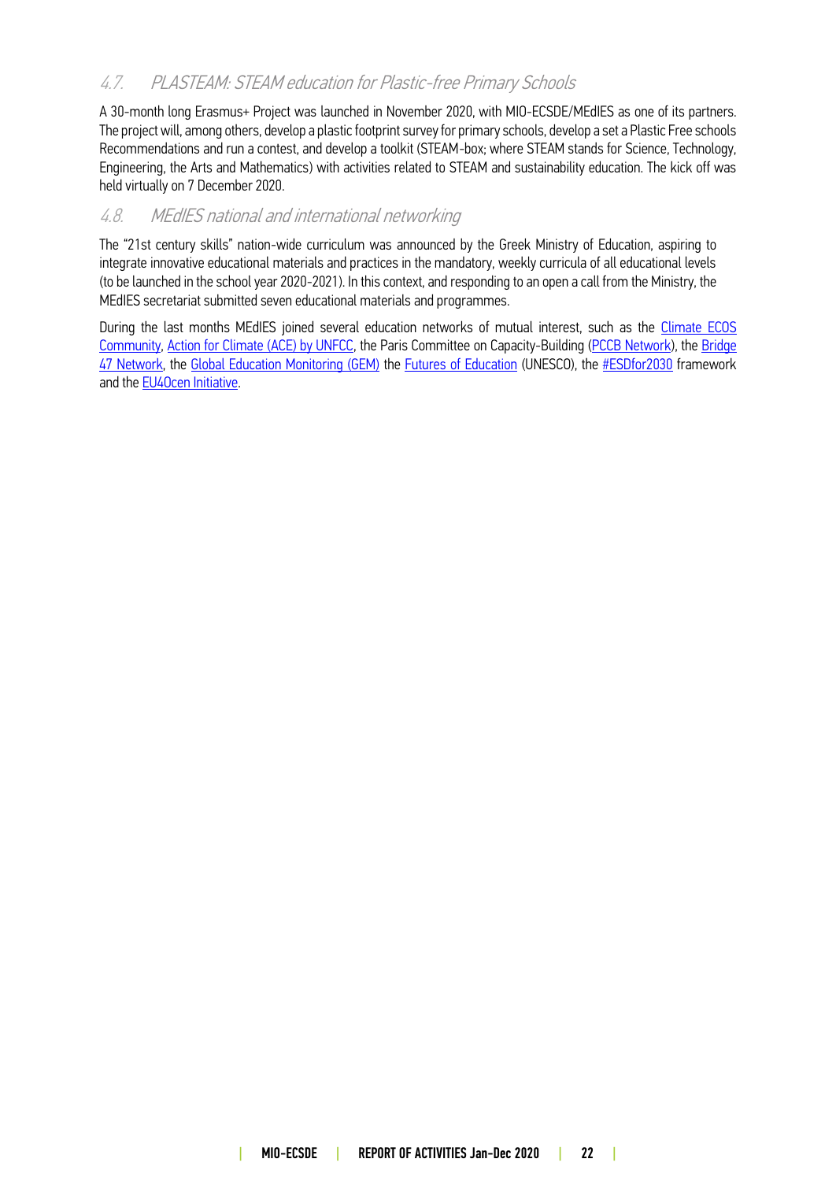### 4.7. PLASTEAM: STEAM education for Plastic-free Primary Schools

A 30-month long Erasmus+ Project was launched in November 2020, with MIO-ECSDE/MEdIES as one of its partners. The project will, among others, develop a plastic footprint survey for primary schools, develop a set a Plastic Free schools Recommendations and run a contest, and develop a toolkit (STEAM-box; where STEAM stands for Science, Technology, Engineering, the Arts and Mathematics) with activities related to STEAM and sustainability education. The kick off was held virtually on 7 December 2020.

### 4.8. MEdIES national and international networking

The "21st century skills" nation-wide curriculum was announced by the Greek Ministry of Education, aspiring to integrate innovative educational materials and practices in the mandatory, weekly curricula of all educational levels (to be launched in the school year 2020-2021). In this context, and responding to an open a call from the Ministry, the MEdIES secretariat submitted seven educational materials and programmes.

During the last months MEdIES joined several education networks of mutual interest, such as the Climate ECOS Community, Action for Climate (ACE) by UNFCC, the Paris Committee on Capacity-Building (PCCB Network), the Bridge 47 Network, the Global Education Monitoring (GEM) the Futures of Education (UNESCO), the #ESDfor2030 framework and the EU4Ocen Initiative.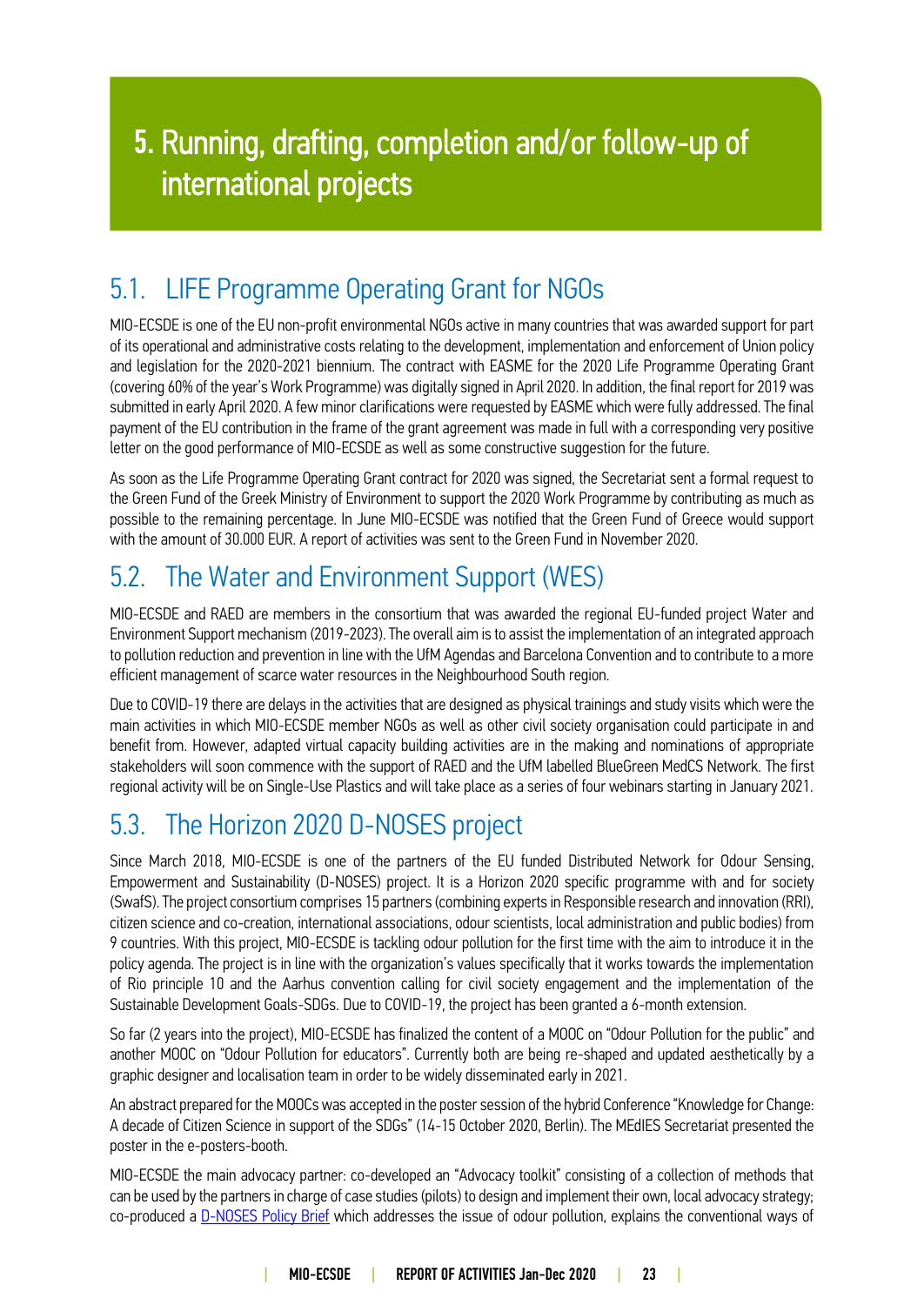# 5. Running, drafting, completion and/or follow-up of international projects

## 5.1. LIFE Programme Operating Grant for NGOs

MIO-ECSDE is one of the EU non-profit environmental NGOs active in many countries that was awarded support for part of its operational and administrative costs relating to the development, implementation and enforcement of Union policy and legislation for the 2020-2021 biennium. The contract with EASME for the 2020 Life Programme Operating Grant (covering 60% of the year's Work Programme) was digitally signed in April 2020. In addition, the final report for 2019 was submitted in early April 2020. A few minor clarifications were requested by EASME which were fully addressed. The final payment of the EU contribution in the frame of the grant agreement was made in full with a corresponding very positive letter on the good performance of MIO-ECSDE as well as some constructive suggestion for the future.

As soon as the Life Programme Operating Grant contract for 2020 was signed, the Secretariat sent a formal request to the Green Fund of the Greek Ministry of Environment to support the 2020 Work Programme by contributing as much as possible to the remaining percentage. In June MIO-ECSDE was notified that the Green Fund of Greece would support with the amount of 30.000 EUR. A report of activities was sent to the Green Fund in November 2020.

## 5.2. The Water and Environment Support (WES)

MIO-ECSDE and RAED are members in the consortium that was awarded the regional EU-funded project Water and Environment Support mechanism (2019-2023). The overall aim is to assist the implementation of an integrated approach to pollution reduction and prevention in line with the UfM Agendas and Barcelona Convention and to contribute to a more efficient management of scarce water resources in the Neighbourhood South region.

Due to COVID-19 there are delays in the activities that are designed as physical trainings and study visits which were the main activities in which MIO-ECSDE member NGOs as well as other civil society organisation could participate in and benefit from. However, adapted virtual capacity building activities are in the making and nominations of appropriate stakeholders will soon commence with the support of RAED and the UfM labelled BlueGreen MedCS Network. The first regional activity will be on Single-Use Plastics and will take place as a series of four webinars starting in January 2021.

## 5.3. The Horizon 2020 D-NOSES project

Since March 2018, MIO-ECSDE is one of the partners of the EU funded Distributed Network for Odour Sensing, Empowerment and Sustainability (D-NOSES) project. It is a Horizon 2020 specific programme with and for society (SwafS). The project consortium comprises 15 partners (combining experts in Responsible research and innovation (RRI), citizen science and co-creation, international associations, odour scientists, local administration and public bodies) from 9 countries. With this project, MIO-ECSDE is tackling odour pollution for the first time with the aim to introduce it in the policy agenda. The project is in line with the organization's values specifically that it works towards the implementation of Rio principle 10 and the Aarhus convention calling for civil society engagement and the implementation of the Sustainable Development Goals-SDGs. Due to COVID-19, the project has been granted a 6-month extension.

So far (2 years into the project), MIO-ECSDE has finalized the content of a MOOC on "Odour Pollution for the public" and another MOOC on "Odour Pollution for educators". Currently both are being re-shaped and updated aesthetically by a graphic designer and localisation team in order to be widely disseminated early in 2021.

An abstract prepared for the MOOCs was accepted in the poster session of the hybrid Conference "Knowledge for Change: A decade of Citizen Science in support of the SDGs" (14-15 October 2020, Berlin). The MEdIES Secretariat presented the poster in the e-posters-booth.

MIO-ECSDE the main advocacy partner: co-developed an "Advocacy toolkit" consisting of a collection of methods that can be used by the partners in charge of case studies (pilots) to design and implement their own, local advocacy strategy; co-produced a [D-NOSES Policy Brief] which addresses the issue of odour pollution, explains the conventional ways of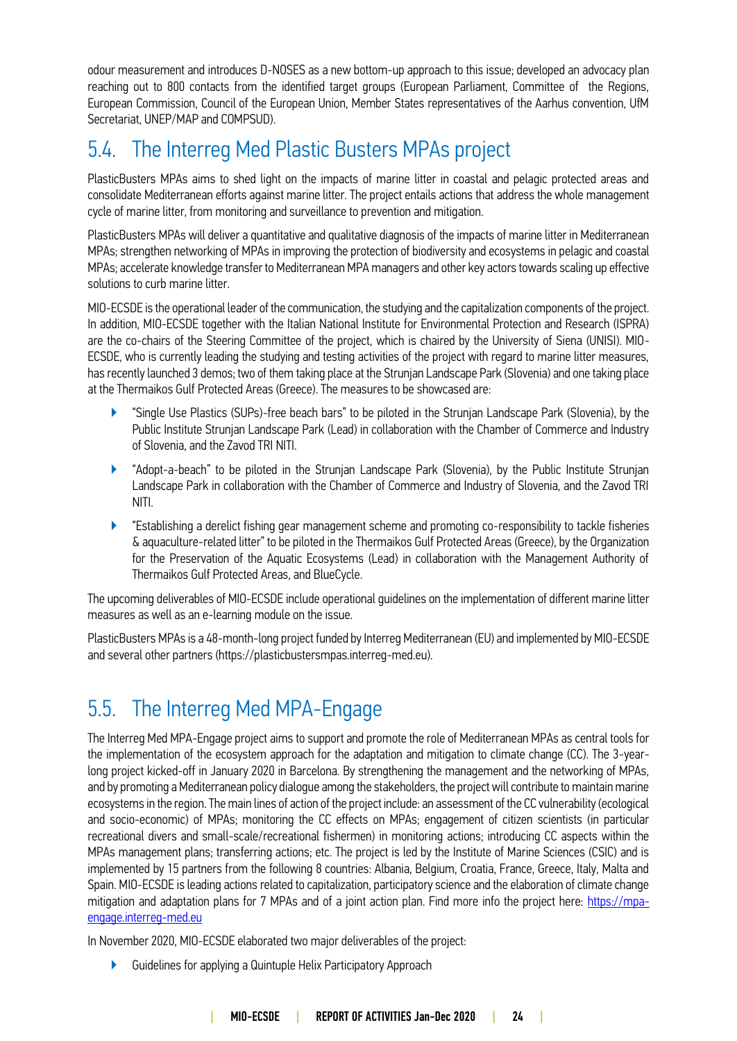odour measurement and introduces D-NOSES as a new bottom-up approach to this issue; developed an advocacy plan reaching out to 800 contacts from the identified target groups (European Parliament, Committee of the Regions, European Commission, Council of the European Union, Member States representatives of the Aarhus convention, UfM Secretariat, UNEP/MAP and COMPSUD).

## 5.4. The Interreg Med Plastic Busters MPAs project

PlasticBusters MPAs aims to shed light on the impacts of marine litter in coastal and pelagic protected areas and consolidate Mediterranean efforts against marine litter. The project entails actions that address the whole management cycle of marine litter, from monitoring and surveillance to prevention and mitigation.

PlasticBusters MPAs will deliver a quantitative and qualitative diagnosis of the impacts of marine litter in Mediterranean MPAs; strengthen networking of MPAs in improving the protection of biodiversity and ecosystems in pelagic and coastal MPAs; accelerate knowledge transfer to Mediterranean MPA managers and other key actors towards scaling up effective solutions to curb marine litter.

MIO-ECSDE is the operational leader of the communication, the studying and the capitalization components of the project. In addition, MIO-ECSDE together with the Italian National Institute for Environmental Protection and Research (ISPRA) are the co-chairs of the Steering Committee of the project, which is chaired by the University of Siena (UNISI). MIO-ECSDE, who is currently leading the studying and testing activities of the project with regard to marine litter measures, has recently launched 3 demos; two of them taking place at the Strunjan Landscape Park (Slovenia) and one taking place at the Thermaikos Gulf Protected Areas (Greece). The measures to be showcased are:

- "Single Use Plastics (SUPs)-free beach bars" to be piloted in the Strunjan Landscape Park (Slovenia), by the Public Institute Strunjan Landscape Park (Lead) in collaboration with the Chamber of Commerce and Industry of Slovenia, and the Zavod TRI NITI.
- "Adopt-a-beach" to be piloted in the Strunjan Landscape Park (Slovenia), by the Public Institute Strunjan Landscape Park in collaboration with the Chamber of Commerce and Industry of Slovenia, and the Zavod TRI NITI.
- "Establishing a derelict fishing gear management scheme and promoting co-responsibility to tackle fisheries & aquaculture-related litter" to be piloted in the Thermaikos Gulf Protected Areas (Greece), by the Organization for the Preservation of the Aquatic Ecosystems (Lead) in collaboration with the Management Authority of Thermaikos Gulf Protected Areas, and BlueCycle.

The upcoming deliverables of MIO-ECSDE include operational guidelines on the implementation of different marine litter measures as well as an e-learning module on the issue.

PlasticBusters MPAs is a 48-month-long project funded by Interreg Mediterranean (EU) and implemented by MIO-ECSDE and several other partners (https://plasticbustersmpas.interreg-med.eu).

## 5.5. The Interreg Med MPA-Engage

The Interreg Med MPA-Engage project aims to support and promote the role of Mediterranean MPAs as central tools for the implementation of the ecosystem approach for the adaptation and mitigation to climate change (CC). The 3-year-long project kicked-off in January 2020 in Barcelona. By strengthening the management and the networking of MPAs, and by promoting a Mediterranean policy dialogue among the stakeholders, the project will contribute to maintain marine ecosystems in the region. The main lines of action of the project include: an assessment of the CC vulnerability (ecological and socio-economic) of MPAs; monitoring the CC effects on MPAs; engagement of citizen scientists (in particular recreational divers and small-scale/recreational fishermen) in monitoring actions; introducing CC aspects within the MPAs management plans; transferring actions; etc. The project is led by the Institute of Marine Sciences (CSIC) and is implemented by 15 partners from the following 8 countries: Albania, Belgium, Croatia, France, Greece, Italy, Malta and Spain. MIO-ECSDE is leading actions related to capitalization, participatory science and the elaboration of climate change mitigation and adaptation plans for 7 MPAs and of a joint action plan. Find more info the project here: [https://mpa-engage.interreg-med.eu](https://mpa-engage.interreg-med.eu)

In November 2020, MIO-ECSDE elaborated two major deliverables of the project:

- Guidelines for applying a Quintuple Helix Participatory Approach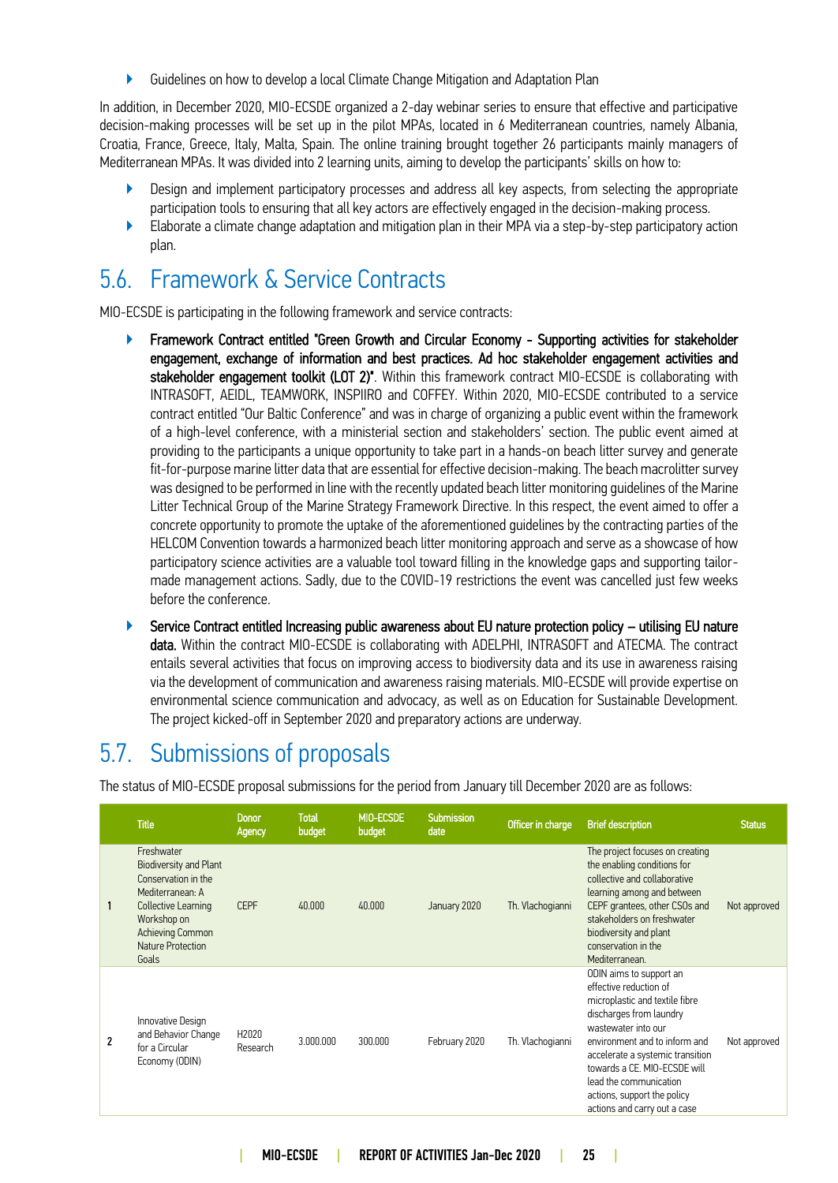- Guidelines on how to develop a local Climate Change Mitigation and Adaptation Plan

In addition, in December 2020, MIO-ECSDE organized a 2-day webinar series to ensure that effective and participative decision-making processes will be set up in the pilot MPAs, located in 6 Mediterranean countries, namely Albania, Croatia, France, Greece, Italy, Malta, Spain. The online training brought together 26 participants mainly managers of Mediterranean MPAs. It was divided into 2 learning units, aiming to develop the participants' skills on how to:

- Design and implement participatory processes and address all key aspects, from selecting the appropriate participation tools to ensuring that all key actors are effectively engaged in the decision-making process.
- Elaborate a climate change adaptation and mitigation plan in their MPA via a step-by-step participatory action plan.

## 5.6. Framework & Service Contracts

MIO-ECSDE is participating in the following framework and service contracts:

- **Framework Contract entitled "Green Growth and Circular Economy - Supporting activities for stakeholder engagement, exchange of information and best practices. Ad hoc stakeholder engagement activities and stakeholder engagement toolkit (LOT 2)".** Within this framework contract MIO-ECSDE is collaborating with INTRASOFT, AEIDL, TEAMWORK, INSPIIRO and COFFEY. Within 2020, MIO-ECSDE contributed to a service contract entitled "Our Baltic Conference" and was in charge of organizing a public event within the framework of a high-level conference, with a ministerial section and stakeholders' section. The public event aimed at providing to the participants a unique opportunity to take part in a hands-on beach litter survey and generate fit-for-purpose marine litter data that are essential for effective decision-making. The beach macrolitter survey was designed to be performed in line with the recently updated beach litter monitoring guidelines of the Marine Litter Technical Group of the Marine Strategy Framework Directive. In this respect, the event aimed to offer a concrete opportunity to promote the uptake of the aforementioned guidelines by the contracting parties of the HELCOM Convention towards a harmonized beach litter monitoring approach and serve as a showcase of how participatory science activities are a valuable tool toward filling in the knowledge gaps and supporting tailor-made management actions. Sadly, due to the COVID-19 restrictions the event was cancelled just few weeks before the conference.
- **Service Contract entitled Increasing public awareness about EU nature protection policy – utilising EU nature data.** Within the contract MIO-ECSDE is collaborating with ADELPHI, INTRASOFT and ATECMA. The contract entails several activities that focus on improving access to biodiversity data and its use in awareness raising via the development of communication and awareness raising materials. MIO-ECSDE will provide expertise on environmental science communication and advocacy, as well as on Education for Sustainable Development. The project kicked-off in September 2020 and preparatory actions are underway.

## 5.7. Submissions of proposals

The status of MIO-ECSDE proposal submissions for the period from January till December 2020 are as follows:

| | Title | Donor Agency | Total budget | MIO-ECSDE budget | Submission date | Officer in charge | Brief description | Status |
|---|---|---|---|---|---|---|---|---|
| 1 | Freshwater Biodiversity and Plant Conservation in the Mediterranean: A Collective Learning Workshop on Achieving Common Nature Protection Goals | CEPF | 40.000 | 40.000 | January 2020 | Th. Vlachogianni | The project focuses on creating the enabling conditions for collective and collaborative learning among and between CEPF grantees, other CSOs and stakeholders on freshwater biodiversity and plant conservation in the Mediterranean. | Not approved |
| 2 | Innovative Design and Behavior Change for a Circular Economy (ODIN) | H2020 Research | 3.000.000 | 300.000 | February 2020 | Th. Vlachogianni | ODIN aims to support an effective reduction of microplastic and textile fibre discharges from laundry wastewater into our environment and to inform and accelerate a systemic transition towards a CE. MIO-ECSDE will lead the communication actions, support the policy actions and carry out a case | Not approved |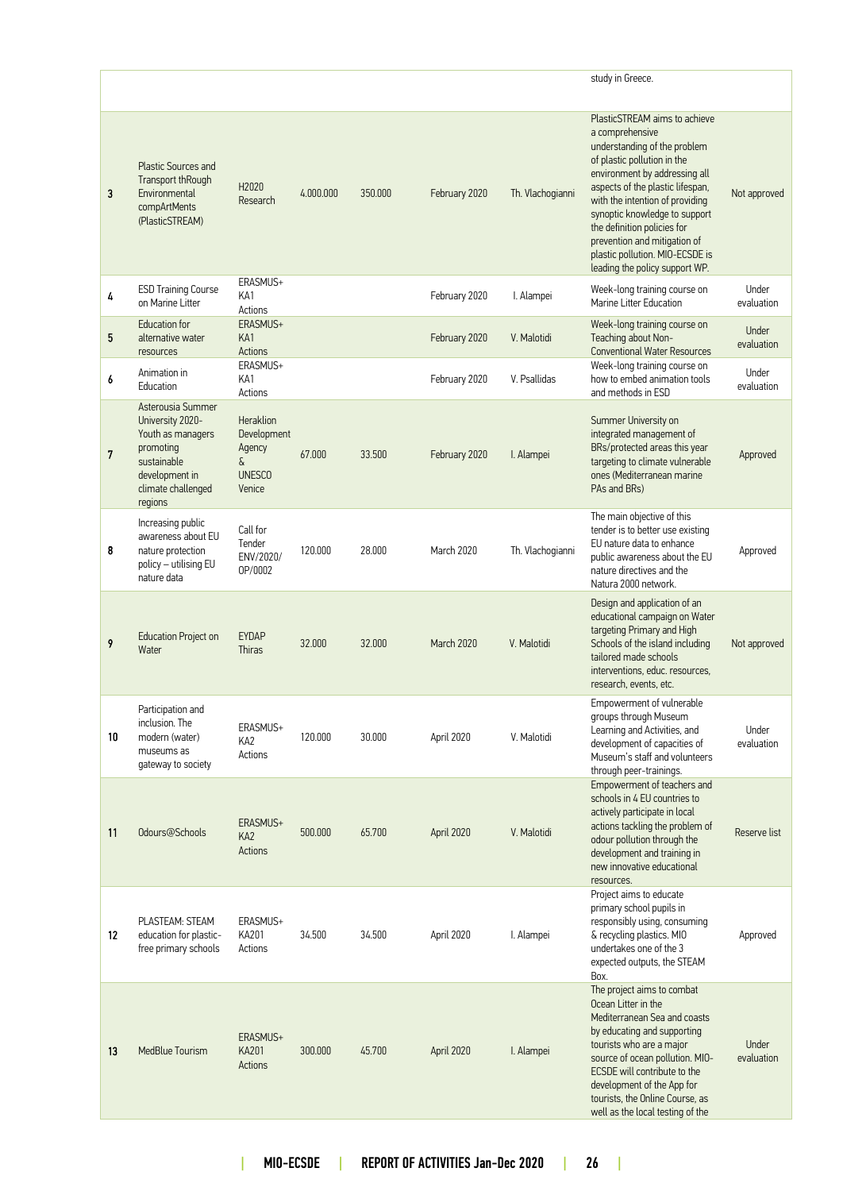| | | | | | | | | |
|---|---|---|---|---|---|---|---|---|
| | | | | | | | study in Greece. | |
| 3 | Plastic Sources and Transport thRough Environmental compArtMents (PlasticSTREAM) | H2020 Research | 4.000.000 | 350.000 | February 2020 | Th. Vlachogianni | PlasticSTREAM aims to achieve a comprehensive understanding of the problem of plastic pollution in the environment by addressing all aspects of the plastic lifespan, with the intention of providing synoptic knowledge to support the definition policies for prevention and mitigation of plastic pollution. MIO-ECSDE is leading the policy support WP. | Not approved |
| 4 | ESD Training Course on Marine Litter | ERASMUS+ KA1 Actions | | | February 2020 | I. Alampei | Week-long training course on Marine Litter Education | Under evaluation |
| 5 | Education for alternative water resources | ERASMUS+ KA1 Actions | | | February 2020 | V. Malotidi | Week-long training course on Teaching about Non-Conventional Water Resources | Under evaluation |
| 6 | Animation in Education | ERASMUS+ KA1 Actions | | | February 2020 | V. Psallidas | Week-long training course on how to embed animation tools and methods in ESD | Under evaluation |
| 7 | Asterousia Summer University 2020- Youth as managers promoting sustainable development in climate challenged regions | Heraklion Development Agency & UNESCO Venice | 67.000 | 33.500 | February 2020 | I. Alampei | Summer University on integrated management of BRs/protected areas this year targeting to climate vulnerable ones (Mediterranean marine PAs and BRs) | Approved |
| 8 | Increasing public awareness about EU nature protection policy – utilising EU nature data | Call for Tender ENV/2020/ OP/0002 | 120.000 | 28.000 | March 2020 | Th. Vlachogianni | The main objective of this tender is to better use existing EU nature data to enhance public awareness about the EU nature directives and the Natura 2000 network. | Approved |
| 9 | Education Project on Water | EYDAP Thiras | 32.000 | 32.000 | March 2020 | V. Malotidi | Design and application of an educational campaign on Water targeting Primary and High Schools of the island including tailored made schools interventions, educ. resources, research, events, etc. | Not approved |
| 10 | Participation and inclusion. The modern (water) museums as gateway to society | ERASMUS+ KA2 Actions | 120.000 | 30.000 | April 2020 | V. Malotidi | Empowerment of vulnerable groups through Museum Learning and Activities, and development of capacities of Museum's staff and volunteers through peer-trainings. | Under evaluation |
| 11 | Odours@Schools | ERASMUS+ KA2 Actions | 500.000 | 65.700 | April 2020 | V. Malotidi | Empowerment of teachers and schools in 4 EU countries to actively participate in local actions tackling the problem of odour pollution through the development and training in new innovative educational resources. | Reserve list |
| 12 | PLASTEAM: STEAM education for plastic-free primary schools | ERASMUS+ KA201 Actions | 34.500 | 34.500 | April 2020 | I. Alampei | Project aims to educate primary school pupils in responsibly using, consuming & recycling plastics. MIO undertakes one of the 3 expected outputs, the STEAM Box. | Approved |
| 13 | MedBlue Tourism | ERASMUS+ KA201 Actions | 300.000 | 45.700 | April 2020 | I. Alampei | The project aims to combat Ocean Litter in the Mediterranean Sea and coasts by educating and supporting tourists who are a major source of ocean pollution. MIO-ECSDE will contribute to the development of the App for tourists, the Online Course, as well as the local testing of the | Under evaluation |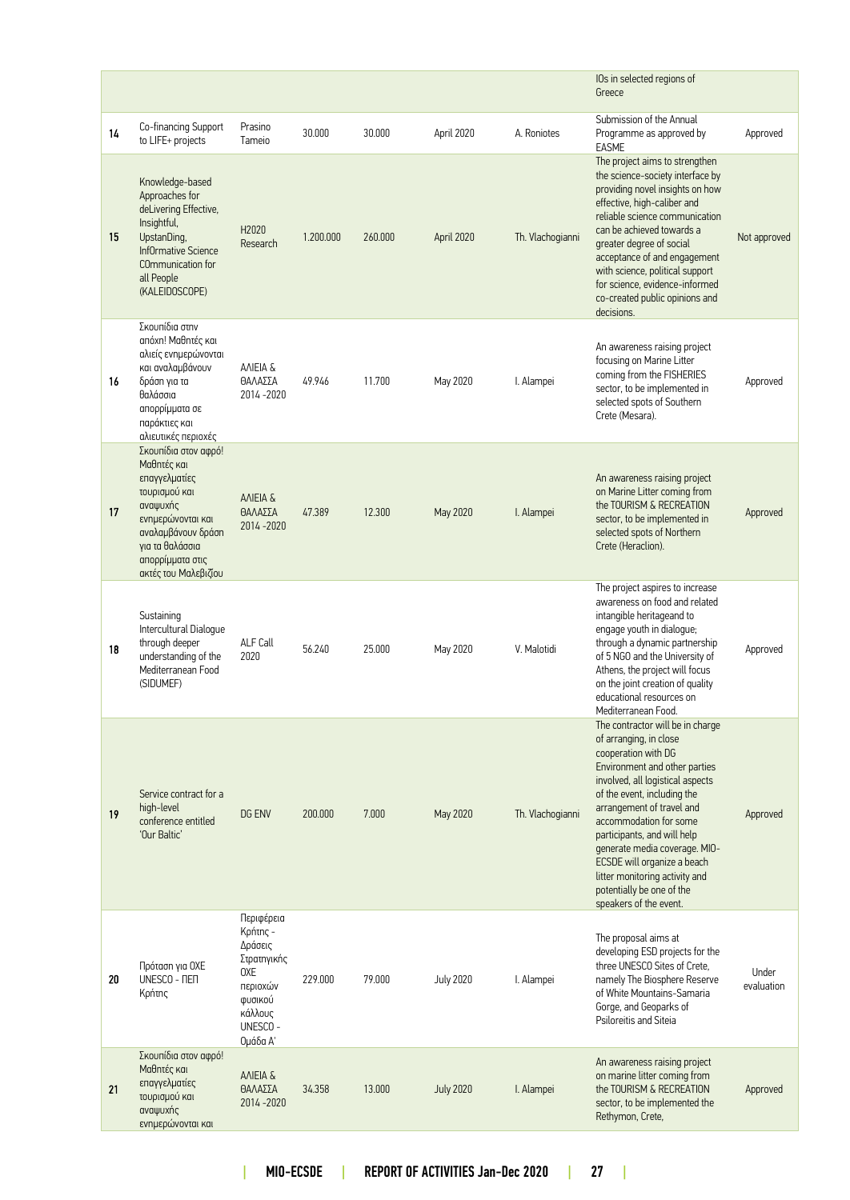| | | | | | | | | |
|---|---|---|---|---|---|---|---|---|
| | | | | | | | IOs in selected regions of Greece | |
| 14 | Co-financing Support to LIFE+ projects | Prasino Tameio | 30.000 | 30.000 | April 2020 | A. Roniotes | Submission of the Annual Programme as approved by EASME | Approved |
| 15 | Knowledge-based Approaches for deLivering Effective, Insightful, UpstanDing, InfOrmative Science COmmunication for all People (KALEIDOSCOPE) | H2020 Research | 1.200.000 | 260.000 | April 2020 | Th. Vlachogianni | The project aims to strengthen the science-society interface by providing novel insights on how effective, high-caliber and reliable science communication can be achieved towards a greater degree of social acceptance of and engagement with science, political support for science, evidence-informed co-created public opinions and decisions. | Not approved |
| 16 | Σκουπίδια στην απόχη! Μαθητές και αλιείς ενημερώνονται και αναλαμβάνουν δράση για τα θαλάσσια απορρίμματα σε παράκτιες και αλιευτικές περιοχές | ΑΛΙΕΙΑ & ΘΑΛΑΣΣΑ 2014 -2020 | 49.946 | 11.700 | May 2020 | I. Alampei | An awareness raising project focusing on Marine Litter coming from the FISHERIES sector, to be implemented in selected spots of Southern Crete (Mesara). | Approved |
| 17 | Σκουπίδια στον αφρό! Μαθητές και επαγγελματίες τουρισμού και αναψυχής ενημερώνονται και αναλαμβάνουν δράση για τα θαλάσσια απορρίμματα στις ακτές του Μαλεβιζίου | ΑΛΙΕΙΑ & ΘΑΛΑΣΣΑ 2014 -2020 | 47.389 | 12.300 | May 2020 | I. Alampei | An awareness raising project on Marine Litter coming from the TOURISM & RECREATION sector, to be implemented in selected spots of Northern Crete (Heraclion). | Approved |
| 18 | Sustaining Intercultural Dialogue through deeper understanding of the Mediterranean Food (SIDUMEF) | ALF Call 2020 | 56.240 | 25.000 | May 2020 | V. Malotidi | The project aspires to increase awareness on food and related intangible heritageand to engage youth in dialogue; through a dynamic partnership of 5 NGO and the University of Athens, the project will focus on the joint creation of quality educational resources on Mediterranean Food. | Approved |
| 19 | Service contract for a high-level conference entitled 'Our Baltic' | DG ENV | 200.000 | 7.000 | May 2020 | Th. Vlachogianni | The contractor will be in charge of arranging, in close cooperation with DG Environment and other parties involved, all logistical aspects of the event, including the arrangement of travel and accommodation for some participants, and will help generate media coverage. MIO-ECSDE will organize a beach litter monitoring activity and potentially be one of the speakers of the event. | Approved |
| 20 | Πρόταση για ΟΧΕ UNESCO - ΠΕΠ Κρήτης | Περιφέρεια Κρήτης - Δράσεις Στρατηγικής ΟΧΕ περιοχών φυσικού κάλλους UNESCO - Ομάδα Α' | 229.000 | 79.000 | July 2020 | I. Alampei | The proposal aims at developing ESD projects for the three UNESCO Sites of Crete, namely The Biosphere Reserve of White Mountains-Samaria Gorge, and Geoparks of Psiloreitis and Siteia | Under evaluation |
| 21 | Σκουπίδια στον αφρό! Μαθητές και επαγγελματίες τουρισμού και αναψυχής ενημερώνονται και | ΑΛΙΕΙΑ & ΘΑΛΑΣΣΑ 2014 -2020 | 34.358 | 13.000 | July 2020 | I. Alampei | An awareness raising project on marine litter coming from the TOURISM & RECREATION sector, to be implemented the Rethymon, Crete, | Approved |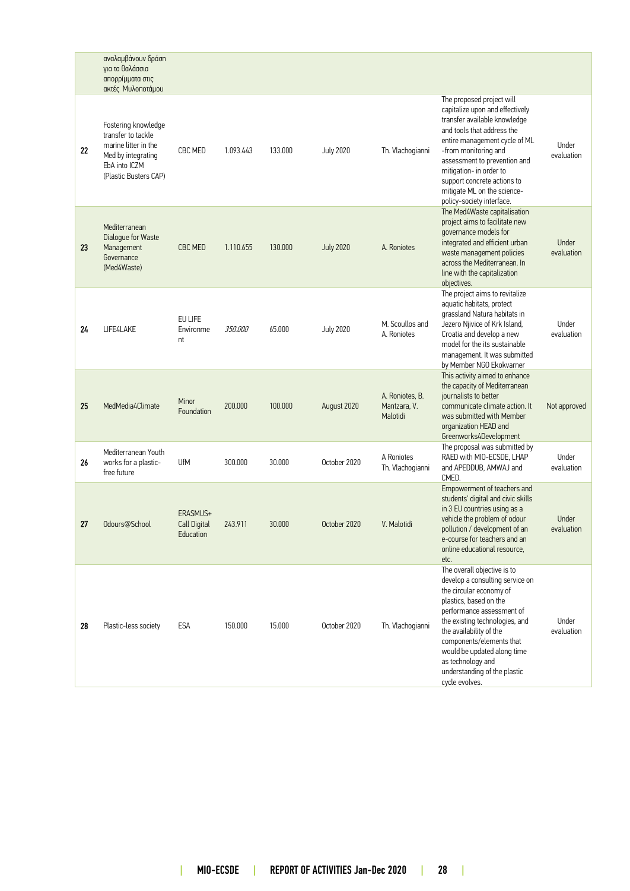| | | | | | | | | |
|---|---|---|---|---|---|---|---|---|
| | αναλαμβάνουν δράση για τα θαλάσσια απορρίμματα στις ακτές Μυλοποτάμου | | | | | | | |
| 22 | Fostering knowledge transfer to tackle marine litter in the Med by integrating EbA into ICZM (Plastic Busters CAP) | CBC MED | 1.093.443 | 133.000 | July 2020 | Th. Vlachogianni | The proposed project will capitalize upon and effectively transfer available knowledge and tools that address the entire management cycle of ML -from monitoring and assessment to prevention and mitigation- in order to support concrete actions to mitigate ML on the science-policy-society interface. | Under evaluation |
| 23 | Mediterranean Dialogue for Waste Management Governance (Med4Waste) | CBC MED | 1.110.655 | 130.000 | July 2020 | A. Roniotes | The Med4Waste capitalisation project aims to facilitate new governance models for integrated and efficient urban waste management policies across the Mediterranean. In line with the capitalization objectives. | Under evaluation |
| 24 | LIFE4LAKE | EU LIFE Environment | *350.000* | 65.000 | July 2020 | M. Scoullos and A. Roniotes | The project aims to revitalize aquatic habitats, protect grassland Natura habitats in Jezero Njivice of Krk Island, Croatia and develop a new model for the its sustainable management. It was submitted by Member NGO Ekokvarner | Under evaluation |
| 25 | MedMedia4Climate | Minor Foundation | 200.000 | 100.000 | August 2020 | A. Roniotes, B. Mantzara, V. Malotidi | This activity aimed to enhance the capacity of Mediterranean journalists to better communicate climate action. It was submitted with Member organization HEAD and Greenworks4Development | Not approved |
| 26 | Mediterranean Youth works for a plastic-free future | UfM | 300.000 | 30.000 | October 2020 | A Roniotes Th. Vlachogianni | The proposal was submitted by RAED with MIO-ECSDE, LHAP and APEDDUB, AMWAJ and CMED. | Under evaluation |
| 27 | Odours@School | ERASMUS+ Call Digital Education | 243.911 | 30.000 | October 2020 | V. Malotidi | Empowerment of teachers and students' digital and civic skills in 3 EU countries using as a vehicle the problem of odour pollution / development of an e-course for teachers and an online educational resource, etc. | Under evaluation |
| 28 | Plastic-less society | ESA | 150.000 | 15.000 | October 2020 | Th. Vlachogianni | The overall objective is to develop a consulting service on the circular economy of plastics, based on the performance assessment of the existing technologies, and the availability of the components/elements that would be updated along time as technology and understanding of the plastic cycle evolves. | Under evaluation |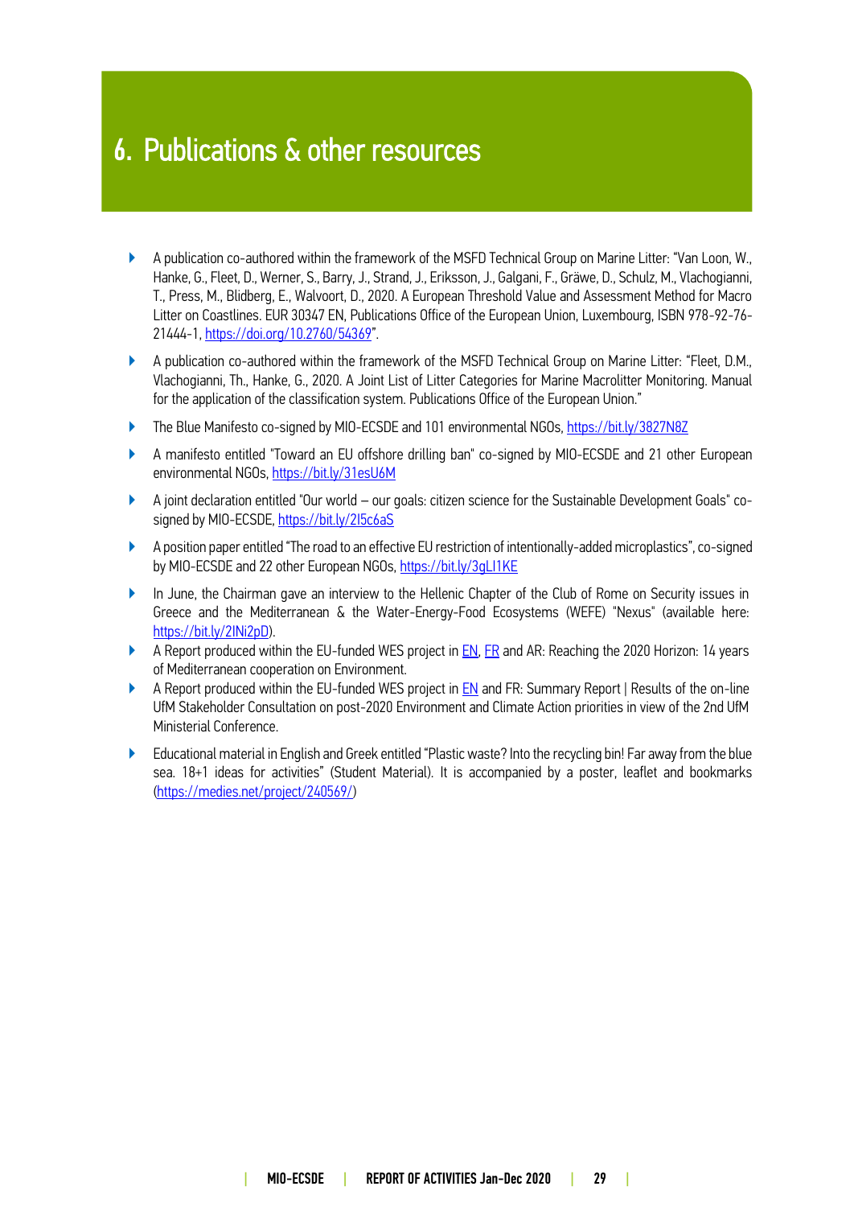# 6. Publications & other resources

- A publication co-authored within the framework of the MSFD Technical Group on Marine Litter: "Van Loon, W., Hanke, G., Fleet, D., Werner, S., Barry, J., Strand, J., Eriksson, J., Galgani, F., Gräwe, D., Schulz, M., Vlachogianni, T., Press, M., Blidberg, E., Walvoort, D., 2020. A European Threshold Value and Assessment Method for Macro Litter on Coastlines. EUR 30347 EN, Publications Office of the European Union, Luxembourg, ISBN 978-92-76-21444-1, https://doi.org/10.2760/54369".
- A publication co-authored within the framework of the MSFD Technical Group on Marine Litter: "Fleet, D.M., Vlachogianni, Th., Hanke, G., 2020. A Joint List of Litter Categories for Marine Macrolitter Monitoring. Manual for the application of the classification system. Publications Office of the European Union."
- The Blue Manifesto co-signed by MIO-ECSDE and 101 environmental NGOs, https://bit.ly/3827N8Z
- A manifesto entitled "Toward an EU offshore drilling ban" co-signed by MIO-ECSDE and 21 other European environmental NGOs, https://bit.ly/31esU6M
- A joint declaration entitled "Our world – our goals: citizen science for the Sustainable Development Goals" co-signed by MIO-ECSDE, https://bit.ly/2I5c6aS
- A position paper entitled "The road to an effective EU restriction of intentionally-added microplastics", co-signed by MIO-ECSDE and 22 other European NGOs, https://bit.ly/3gLI1KE
- In June, the Chairman gave an interview to the Hellenic Chapter of the Club of Rome on Security issues in Greece and the Mediterranean & the Water-Energy-Food Ecosystems (WEFE) "Nexus" (available here: https://bit.ly/2INi2pD).
- A Report produced within the EU-funded WES project in EN, FR and AR: Reaching the 2020 Horizon: 14 years of Mediterranean cooperation on Environment.
- A Report produced within the EU-funded WES project in EN and FR: Summary Report | Results of the on-line UfM Stakeholder Consultation on post-2020 Environment and Climate Action priorities in view of the 2nd UfM Ministerial Conference.
- Educational material in English and Greek entitled "Plastic waste? Into the recycling bin! Far away from the blue sea. 18+1 ideas for activities" (Student Material). It is accompanied by a poster, leaflet and bookmarks (https://medies.net/project/240569/)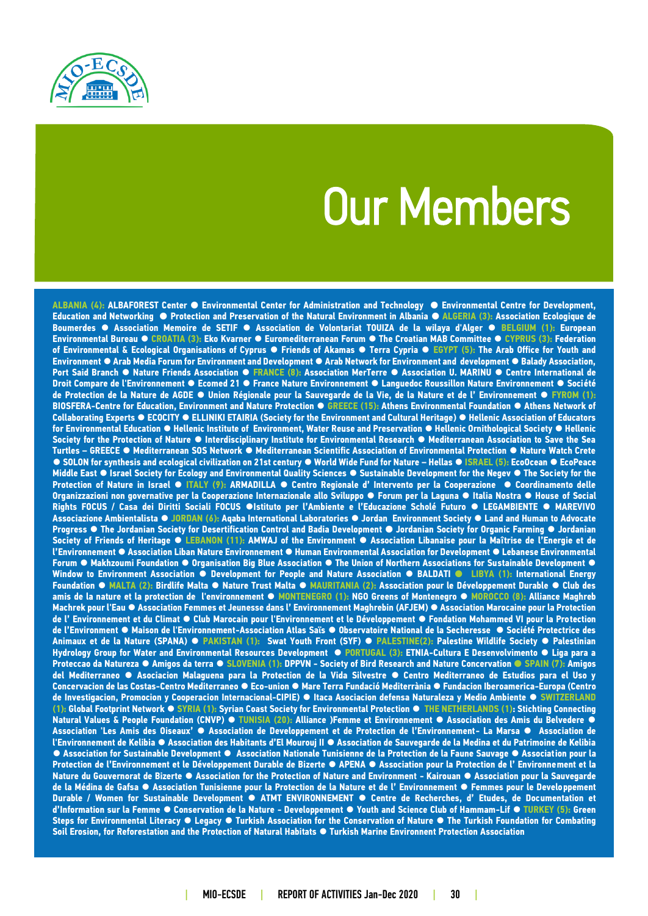# Our Members

**ALBANIA (4):** ALBAFOREST Center ● Environmental Center for Administration and Technology ● Environmental Centre for Development, Education and Networking ● Protection and Preservation of the Natural Environment in Albania ● **ALGERIA (3):** Association Ecologique de Boumerdes ● Association Memoire de SETIF ● Association de Volontariat TOUIZA de la wilaya d'Alger ● **BELGIUM (1):** European Environmental Bureau ● **CROATIA (3):** Eko Kvarner ● Euromediterranean Forum ● The Croatian MAB Committee ● **CYPRUS (3):** Federation of Environmental & Ecological Organisations of Cyprus ● Friends of Akamas ● Terra Cypria ● **EGYPT (5):** The Arab Office for Youth and Environment ● Arab Media Forum for Environment and Development ● Arab Network for Environment and development ● Balady Association, Port Said Branch ● Nature Friends Association ● **FRANCE (8):** Association MerTerre ● Association U. MARINU ● Centre International de Droit Compare de l'Environnement ● Ecomed 21 ● France Nature Environnement ● Languedoc Roussillon Nature Environnement ● Société de Protection de la Nature de AGDE ● Union Régionale pour la Sauvegarde de la Vie, de la Nature et de l' Environnement ● **FYROM (1):** BIOSFERA-Centre for Education, Environment and Nature Protection ● **GREECE (15):** Athens Environmental Foundation ● Athens Network of Collaborating Experts ● ECOCITY ● ELLINIKI ETAIRIA (Society for the Environment and Cultural Heritage) ● Hellenic Association of Educators for Environmental Education ● Hellenic Institute of Environment, Water Reuse and Preservation ● Hellenic Ornithological Society ● Hellenic Society for the Protection of Nature ● Interdisciplinary Institute for Environmental Research ● Mediterranean Association to Save the Sea Turtles – GREECE ● Mediterranean SOS Network ● Mediterranean Scientific Association of Environmental Protection ● Nature Watch Crete ● SOLON for synthesis and ecological civilization on 21st century ● World Wide Fund for Nature – Hellas ● **ISRAEL (5):** EcoOcean ● EcoPeace Middle East ● Israel Society for Ecology and Environmental Quality Sciences ● Sustainable Development for the Negev ● The Society for the Protection of Nature in Israel ● **ITALY (9):** ARMADILLA ● Centro Regionale d' Intervento per la Cooperazione ● Coordinamento delle Organizzazioni non governative per la Cooperazione Internazionale allo Sviluppo ● Forum per la Laguna ● Italia Nostra ● House of Social Rights FOCUS / Casa dei Diritti Sociali FOCUS ●Istituto per l'Ambiente e l'Educazione Scholé Futuro ● LEGAMBIENTE ● MAREVIVO Associazione Ambientalista ● **JORDAN (6):** Aqaba International Laboratories ● Jordan Environment Society ● Land and Human to Advocate Progress ● The Jordanian Society for Desertification Control and Badia Development ● Jordanian Society for Organic Farming ● Jordanian Society of Friends of Heritage ● **LEBANON (11):** AMWAJ of the Environment ● Association Libanaise pour la Maîtrise de l'Energie et de l'Environnement ● Association Liban Nature Environnement ● Human Environmental Association for Development ● Lebanese Environmental Forum ● Makhzoumi Foundation ● Organisation Big Blue Association ● The Union of Northern Associations for Sustainable Development ● Window to Environment Association ● Development for People and Nature Association ● BALDATI ● **LIBYA (1):** International Energy Foundation ● **MALTA (2):** Birdlife Malta ● Nature Trust Malta ● **MAURITANIA (2):** Association pour le Développement Durable ● Club des amis de la nature et la protection de l'environnement ● **MONTENEGRO (1):** NGO Greens of Montenegro ● **MOROCCO (8):** Alliance Maghreb Machrek pour l'Eau ● Association Femmes et Jeunesse dans l' Environnement Maghrebin (AFJEM) ● Association Marocaine pour la Protection de l' Environnement et du Climat ● Club Marocain pour l'Environnement et le Développement ● Fondation Mohammed VI pour la Protection de l'Environment ● Maison de l'Environnement-Association Atlas Saïs ● Observatoire National de la Secheresse ● Société Protectrice des Animaux et de la Nature (SPANA) ● **PAKISTAN (1):** Swat Youth Front (SYF) ● **PALESTINE(2):** Palestine Wildlife Society ● Palestinian Hydrology Group for Water and Environmental Resources Development ● **PORTUGAL (3):** ETNIA-Cultura E Desenvolvimento ● Liga para a Proteccao da Natureza ● Amigos da terra ● **SLOVENIA (1):** DPPVN - Society of Bird Research and Nature Concervation ● **SPAIN (7):** Amigos del Mediterraneo ● Asociacion Malaguena para la Protection de la Vida Silvestre ● Centro Mediterraneo de Estudios para el Uso y Concervacion de las Costas-Centro Mediterraneo ● Eco-union ● Mare Terra Fundació Mediterrània ● Fundacion Iberoamerica-Europa (Centro de Investigacion, Promocion y Cooperacion Internacional-CIPIE) ● Itaca Asociacion defensa Naturaleza y Medio Ambiente ● **SWITZERLAND (1):** Global Footprint Network ● **SYRIA (1):** Syrian Coast Society for Environmental Protection ● **THE NETHERLANDS (1):** Stichting Connecting Natural Values & People Foundation (CNVP) ● **TUNISIA (20):** Alliance )Femme et Environnement ● Association des Amis du Belvedere ● Association 'Les Amis des Oiseaux' ● Association de Developpement et de Protection de l'Environnement- La Marsa ● Association de l'Environnement de Kelibia ● Association des Habitants d'El Mourouj II ● Association de Sauvegarde de la Medina et du Patrimoine de Kelibia ● Association for Sustainable Development ● Association Nationale Tunisienne de la Protection de la Faune Sauvage ● Association pour la Protection de l'Environnement et le Développement Durable de Bizerte ● APENA ● Association pour la Protection de l' Environnement et la Nature du Gouvernorat de Bizerte ● Association for the Protection of Nature and Environment - Kairouan ● Association pour la Sauvegarde de la Médina de Gafsa ● Association Tunisienne pour la Protection de la Nature et de l' Environnement ● Femmes pour le Developpement Durable / Women for Sustainable Development ● ATMT ENVIRONNEMENT ● Centre de Recherches, d' Etudes, de Documentation et d'Information sur la Femme ● Conservation de la Nature - Developpement ● Youth and Science Club of Hammam-Lif ● **TURKEY (5):** Green Steps for Environmental Literacy ● Legacy ● Turkish Association for the Conservation of Nature ● The Turkish Foundation for Combating Soil Erosion, for Reforestation and the Protection of Natural Habitats ● Turkish Marine Environment Protection Association